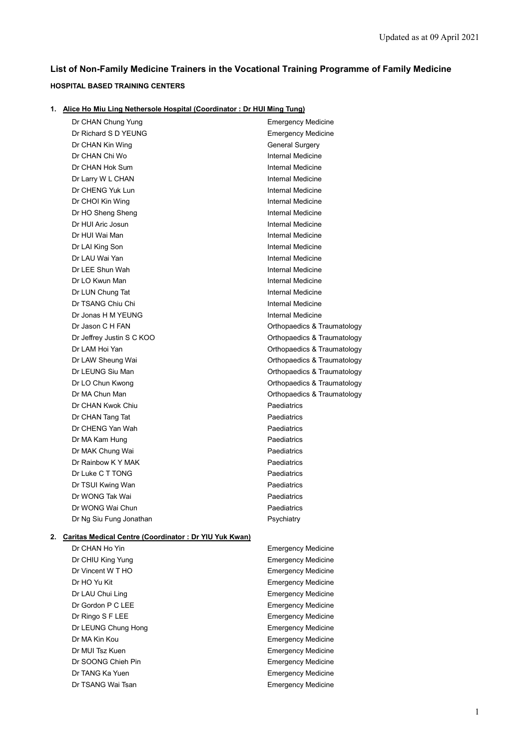Updated as at 09 April 2021

# List of Non-Family Medicine Trainers in the Vocational Training Programme of Family Medicine

## HOSPITAL BASED TRAINING CENTERS

### 1. Alice Ho Miu Ling Nethersole Hospital (Coordinator : Dr HUI Ming Tung)

| Name | Specialty |
|---|---|
| Dr CHAN Chung Yung | Emergency Medicine |
| Dr Richard S D YEUNG | Emergency Medicine |
| Dr CHAN Kin Wing | General Surgery |
| Dr CHAN Chi Wo | Internal Medicine |
| Dr CHAN Hok Sum | Internal Medicine |
| Dr Larry W L CHAN | Internal Medicine |
| Dr CHENG Yuk Lun | Internal Medicine |
| Dr CHOI Kin Wing | Internal Medicine |
| Dr HO Sheng Sheng | Internal Medicine |
| Dr HUI Aric Josun | Internal Medicine |
| Dr HUI Wai Man | Internal Medicine |
| Dr LAI King Son | Internal Medicine |
| Dr LAU Wai Yan | Internal Medicine |
| Dr LEE Shun Wah | Internal Medicine |
| Dr LO Kwun Man | Internal Medicine |
| Dr LUN Chung Tat | Internal Medicine |
| Dr TSANG Chiu Chi | Internal Medicine |
| Dr Jonas H M YEUNG | Internal Medicine |
| Dr Jason C H FAN | Orthopaedics & Traumatology |
| Dr Jeffrey Justin S C KOO | Orthopaedics & Traumatology |
| Dr LAM Hoi Yan | Orthopaedics & Traumatology |
| Dr LAW Sheung Wai | Orthopaedics & Traumatology |
| Dr LEUNG Siu Man | Orthopaedics & Traumatology |
| Dr LO Chun Kwong | Orthopaedics & Traumatology |
| Dr MA Chun Man | Orthopaedics & Traumatology |
| Dr CHAN Kwok Chiu | Paediatrics |
| Dr CHAN Tang Tat | Paediatrics |
| Dr CHENG Yan Wah | Paediatrics |
| Dr MA Kam Hung | Paediatrics |
| Dr MAK Chung Wai | Paediatrics |
| Dr Rainbow K Y MAK | Paediatrics |
| Dr Luke C T TONG | Paediatrics |
| Dr TSUI Kwing Wan | Paediatrics |
| Dr WONG Tak Wai | Paediatrics |
| Dr WONG Wai Chun | Paediatrics |
| Dr Ng Siu Fung Jonathan | Psychiatry |

### 2. Caritas Medical Centre (Coordinator : Dr YIU Yuk Kwan)

| Name | Specialty |
|---|---|
| Dr CHAN Ho Yin | Emergency Medicine |
| Dr CHIU King Yung | Emergency Medicine |
| Dr Vincent W T HO | Emergency Medicine |
| Dr HO Yu Kit | Emergency Medicine |
| Dr LAU Chui Ling | Emergency Medicine |
| Dr Gordon P C LEE | Emergency Medicine |
| Dr Ringo S F LEE | Emergency Medicine |
| Dr LEUNG Chung Hong | Emergency Medicine |
| Dr MA Kin Kou | Emergency Medicine |
| Dr MUI Tsz Kuen | Emergency Medicine |
| Dr SOONG Chieh Pin | Emergency Medicine |
| Dr TANG Ka Yuen | Emergency Medicine |
| Dr TSANG Wai Tsan | Emergency Medicine |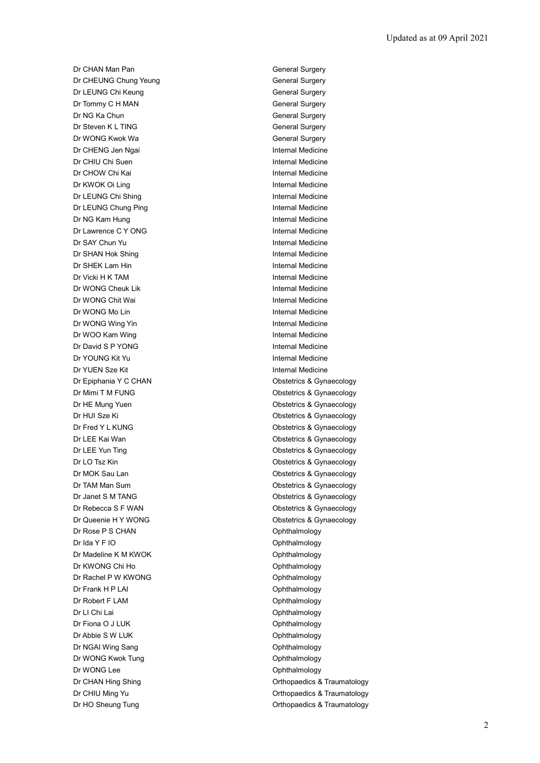Updated as at 09 April 2021

| | |
|---|---|
| Dr CHAN Man Pan | General Surgery |
| Dr CHEUNG Chung Yeung | General Surgery |
| Dr LEUNG Chi Keung | General Surgery |
| Dr Tommy C H MAN | General Surgery |
| Dr NG Ka Chun | General Surgery |
| Dr Steven K L TING | General Surgery |
| Dr WONG Kwok Wa | General Surgery |
| Dr CHENG Jen Ngai | Internal Medicine |
| Dr CHIU Chi Suen | Internal Medicine |
| Dr CHOW Chi Kai | Internal Medicine |
| Dr KWOK Oi Ling | Internal Medicine |
| Dr LEUNG Chi Shing | Internal Medicine |
| Dr LEUNG Chung Ping | Internal Medicine |
| Dr NG Kam Hung | Internal Medicine |
| Dr Lawrence C Y ONG | Internal Medicine |
| Dr SAY Chun Yu | Internal Medicine |
| Dr SHAN Hok Shing | Internal Medicine |
| Dr SHEK Lam Hin | Internal Medicine |
| Dr Vicki H K TAM | Internal Medicine |
| Dr WONG Cheuk Lik | Internal Medicine |
| Dr WONG Chit Wai | Internal Medicine |
| Dr WONG Mo Lin | Internal Medicine |
| Dr WONG Wing Yin | Internal Medicine |
| Dr WOO Kam Wing | Internal Medicine |
| Dr David S P YONG | Internal Medicine |
| Dr YOUNG Kit Yu | Internal Medicine |
| Dr YUEN Sze Kit | Internal Medicine |
| Dr Epiphania Y C CHAN | Obstetrics & Gynaecology |
| Dr Mimi T M FUNG | Obstetrics & Gynaecology |
| Dr HE Mung Yuen | Obstetrics & Gynaecology |
| Dr HUI Sze Ki | Obstetrics & Gynaecology |
| Dr Fred Y L KUNG | Obstetrics & Gynaecology |
| Dr LEE Kai Wan | Obstetrics & Gynaecology |
| Dr LEE Yun Ting | Obstetrics & Gynaecology |
| Dr LO Tsz Kin | Obstetrics & Gynaecology |
| Dr MOK Sau Lan | Obstetrics & Gynaecology |
| Dr TAM Man Sum | Obstetrics & Gynaecology |
| Dr Janet S M TANG | Obstetrics & Gynaecology |
| Dr Rebecca S F WAN | Obstetrics & Gynaecology |
| Dr Queenie H Y WONG | Obstetrics & Gynaecology |
| Dr Rose P S CHAN | Ophthalmology |
| Dr Ida Y F IO | Ophthalmology |
| Dr Madeline K M KWOK | Ophthalmology |
| Dr KWONG Chi Ho | Ophthalmology |
| Dr Rachel P W KWONG | Ophthalmology |
| Dr Frank H P LAI | Ophthalmology |
| Dr Robert F LAM | Ophthalmology |
| Dr LI Chi Lai | Ophthalmology |
| Dr Fiona O J LUK | Ophthalmology |
| Dr Abbie S W LUK | Ophthalmology |
| Dr NGAI Wing Sang | Ophthalmology |
| Dr WONG Kwok Tung | Ophthalmology |
| Dr WONG Lee | Ophthalmology |
| Dr CHAN Hing Shing | Orthopaedics & Traumatology |
| Dr CHIU Ming Yu | Orthopaedics & Traumatology |
| Dr HO Sheung Tung | Orthopaedics & Traumatology |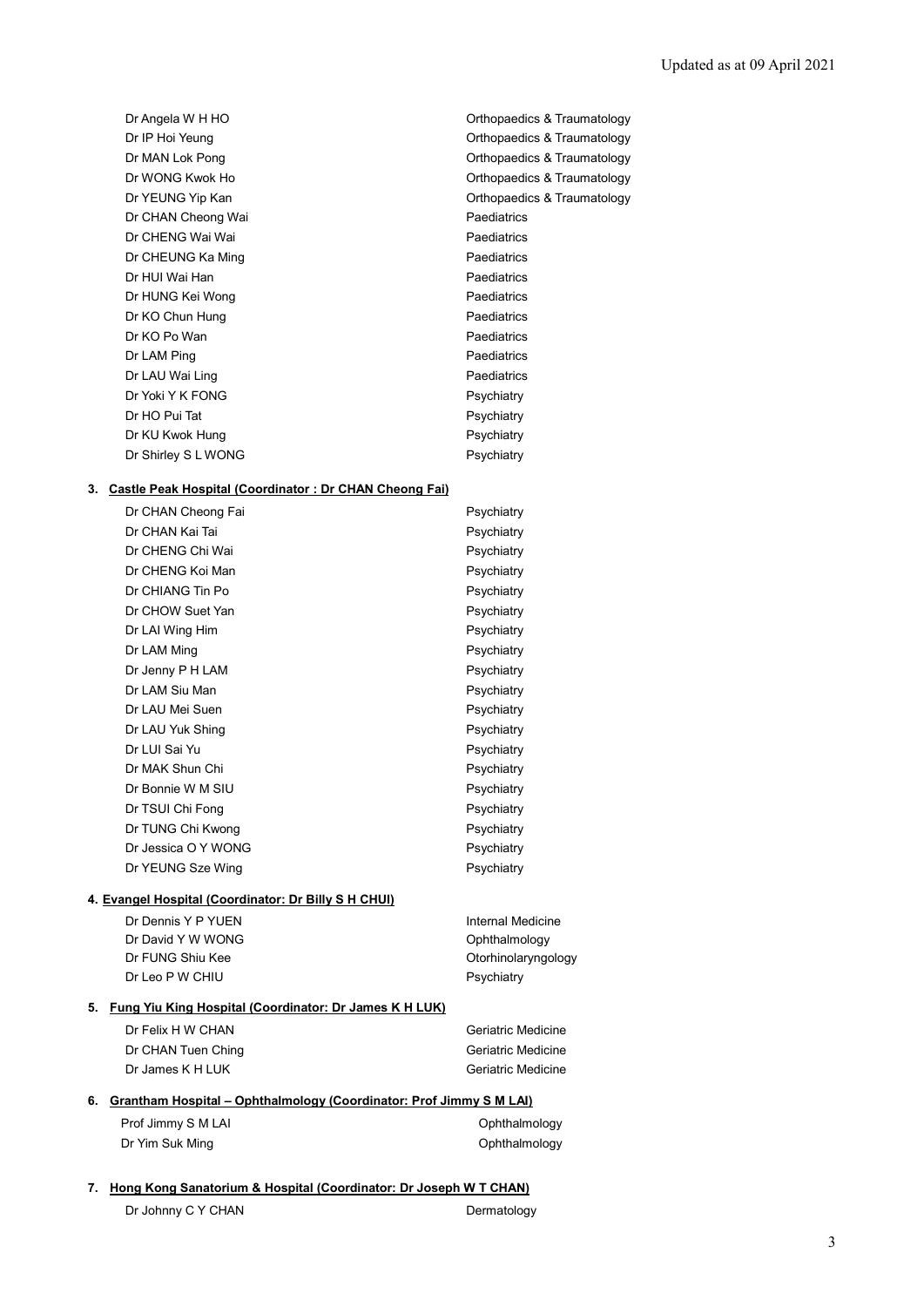| | |
|---|---|
| Dr Angela W H HO | Orthopaedics & Traumatology |
| Dr IP Hoi Yeung | Orthopaedics & Traumatology |
| Dr MAN Lok Pong | Orthopaedics & Traumatology |
| Dr WONG Kwok Ho | Orthopaedics & Traumatology |
| Dr YEUNG Yip Kan | Orthopaedics & Traumatology |
| Dr CHAN Cheong Wai | Paediatrics |
| Dr CHENG Wai Wai | Paediatrics |
| Dr CHEUNG Ka Ming | Paediatrics |
| Dr HUI Wai Han | Paediatrics |
| Dr HUNG Kei Wong | Paediatrics |
| Dr KO Chun Hung | Paediatrics |
| Dr KO Po Wan | Paediatrics |
| Dr LAM Ping | Paediatrics |
| Dr LAU Wai Ling | Paediatrics |
| Dr Yoki Y K FONG | Psychiatry |
| Dr HO Pui Tat | Psychiatry |
| Dr KU Kwok Hung | Psychiatry |
| Dr Shirley S L WONG | Psychiatry |

**3. <u>Castle Peak Hospital (Coordinator : Dr CHAN Cheong Fai)</u>**

| | |
|---|---|
| Dr CHAN Cheong Fai | Psychiatry |
| Dr CHAN Kai Tai | Psychiatry |
| Dr CHENG Chi Wai | Psychiatry |
| Dr CHENG Koi Man | Psychiatry |
| Dr CHIANG Tin Po | Psychiatry |
| Dr CHOW Suet Yan | Psychiatry |
| Dr LAI Wing Him | Psychiatry |
| Dr LAM Ming | Psychiatry |
| Dr Jenny P H LAM | Psychiatry |
| Dr LAM Siu Man | Psychiatry |
| Dr LAU Mei Suen | Psychiatry |
| Dr LAU Yuk Shing | Psychiatry |
| Dr LUI Sai Yu | Psychiatry |
| Dr MAK Shun Chi | Psychiatry |
| Dr Bonnie W M SIU | Psychiatry |
| Dr TSUI Chi Fong | Psychiatry |
| Dr TUNG Chi Kwong | Psychiatry |
| Dr Jessica O Y WONG | Psychiatry |
| Dr YEUNG Sze Wing | Psychiatry |

**4. <u>Evangel Hospital (Coordinator: Dr Billy S H CHUI)</u>**

| | |
|---|---|
| Dr Dennis Y P YUEN | Internal Medicine |
| Dr David Y W WONG | Ophthalmology |
| Dr FUNG Shiu Kee | Otorhinolaryngology |
| Dr Leo P W CHIU | Psychiatry |

**5. <u>Fung Yiu King Hospital (Coordinator: Dr James K H LUK)</u>**

| | |
|---|---|
| Dr Felix H W CHAN | Geriatric Medicine |
| Dr CHAN Tuen Ching | Geriatric Medicine |
| Dr James K H LUK | Geriatric Medicine |

**6. <u>Grantham Hospital – Ophthalmology (Coordinator: Prof Jimmy S M LAI)</u>**

| | |
|---|---|
| Prof Jimmy S M LAI | Ophthalmology |
| Dr Yim Suk Ming | Ophthalmology |

**7. <u>Hong Kong Sanatorium & Hospital (Coordinator: Dr Joseph W T CHAN)</u>**

| | |
|---|---|
| Dr Johnny C Y CHAN | Dermatology |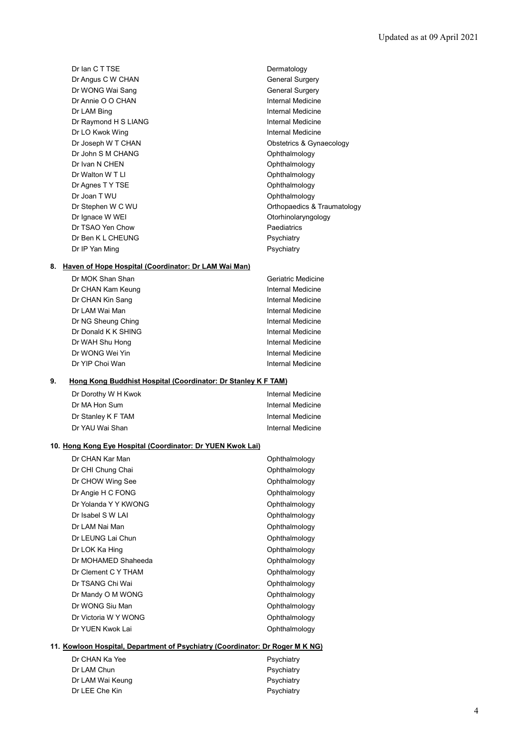| | |
|---|---|
| Dr Ian C T TSE | Dermatology |
| Dr Angus C W CHAN | General Surgery |
| Dr WONG Wai Sang | General Surgery |
| Dr Annie O O CHAN | Internal Medicine |
| Dr LAM Bing | Internal Medicine |
| Dr Raymond H S LIANG | Internal Medicine |
| Dr LO Kwok Wing | Internal Medicine |
| Dr Joseph W T CHAN | Obstetrics & Gynaecology |
| Dr John S M CHANG | Ophthalmology |
| Dr Ivan N CHEN | Ophthalmology |
| Dr Walton W T LI | Ophthalmology |
| Dr Agnes T Y TSE | Ophthalmology |
| Dr Joan T WU | Ophthalmology |
| Dr Stephen W C WU | Orthopaedics & Traumatology |
| Dr Ignace W WEI | Otorhinolaryngology |
| Dr TSAO Yen Chow | Paediatrics |
| Dr Ben K L CHEUNG | Psychiatry |
| Dr IP Yan Ming | Psychiatry |

**8. Haven of Hope Hospital (Coordinator: Dr LAM Wai Man)**

| | |
|---|---|
| Dr MOK Shan Shan | Geriatric Medicine |
| Dr CHAN Kam Keung | Internal Medicine |
| Dr CHAN Kin Sang | Internal Medicine |
| Dr LAM Wai Man | Internal Medicine |
| Dr NG Sheung Ching | Internal Medicine |
| Dr Donald K K SHING | Internal Medicine |
| Dr WAH Shu Hong | Internal Medicine |
| Dr WONG Wei Yin | Internal Medicine |
| Dr YIP Choi Wan | Internal Medicine |

**9. Hong Kong Buddhist Hospital (Coordinator: Dr Stanley K F TAM)**

| | |
|---|---|
| Dr Dorothy W H Kwok | Internal Medicine |
| Dr MA Hon Sum | Internal Medicine |
| Dr Stanley K F TAM | Internal Medicine |
| Dr YAU Wai Shan | Internal Medicine |

**10. Hong Kong Eye Hospital (Coordinator: Dr YUEN Kwok Lai)**

| | |
|---|---|
| Dr CHAN Kar Man | Ophthalmology |
| Dr CHI Chung Chai | Ophthalmology |
| Dr CHOW Wing See | Ophthalmology |
| Dr Angie H C FONG | Ophthalmology |
| Dr Yolanda Y Y KWONG | Ophthalmology |
| Dr Isabel S W LAI | Ophthalmology |
| Dr LAM Nai Man | Ophthalmology |
| Dr LEUNG Lai Chun | Ophthalmology |
| Dr LOK Ka Hing | Ophthalmology |
| Dr MOHAMED Shaheeda | Ophthalmology |
| Dr Clement C Y THAM | Ophthalmology |
| Dr TSANG Chi Wai | Ophthalmology |
| Dr Mandy O M WONG | Ophthalmology |
| Dr WONG Siu Man | Ophthalmology |
| Dr Victoria W Y WONG | Ophthalmology |
| Dr YUEN Kwok Lai | Ophthalmology |

**11. Kowloon Hospital, Department of Psychiatry (Coordinator: Dr Roger M K NG)**

| | |
|---|---|
| Dr CHAN Ka Yee | Psychiatry |
| Dr LAM Chun | Psychiatry |
| Dr LAM Wai Keung | Psychiatry |
| Dr LEE Che Kin | Psychiatry |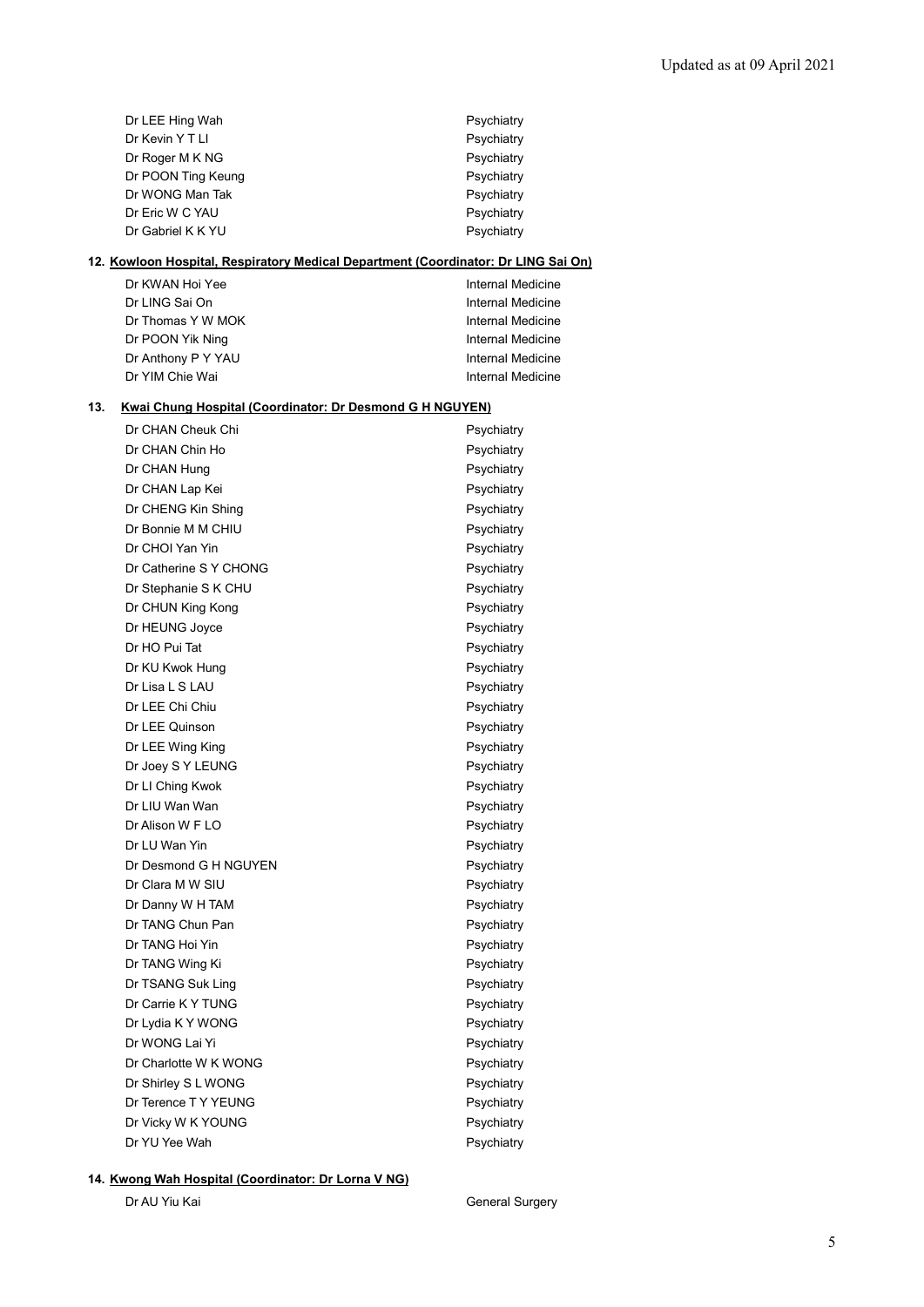| | |
|---|---|
| Dr LEE Hing Wah | Psychiatry |
| Dr Kevin Y T LI | Psychiatry |
| Dr Roger M K NG | Psychiatry |
| Dr POON Ting Keung | Psychiatry |
| Dr WONG Man Tak | Psychiatry |
| Dr Eric W C YAU | Psychiatry |
| Dr Gabriel K K YU | Psychiatry |

**12. <u>Kowloon Hospital, Respiratory Medical Department (Coordinator: Dr LING Sai On)</u>**

| | |
|---|---|
| Dr KWAN Hoi Yee | Internal Medicine |
| Dr LING Sai On | Internal Medicine |
| Dr Thomas Y W MOK | Internal Medicine |
| Dr POON Yik Ning | Internal Medicine |
| Dr Anthony P Y YAU | Internal Medicine |
| Dr YIM Chie Wai | Internal Medicine |

**13. <u>Kwai Chung Hospital (Coordinator: Dr Desmond G H NGUYEN)</u>**

| | |
|---|---|
| Dr CHAN Cheuk Chi | Psychiatry |
| Dr CHAN Chin Ho | Psychiatry |
| Dr CHAN Hung | Psychiatry |
| Dr CHAN Lap Kei | Psychiatry |
| Dr CHENG Kin Shing | Psychiatry |
| Dr Bonnie M M CHIU | Psychiatry |
| Dr CHOI Yan Yin | Psychiatry |
| Dr Catherine S Y CHONG | Psychiatry |
| Dr Stephanie S K CHU | Psychiatry |
| Dr CHUN King Kong | Psychiatry |
| Dr HEUNG Joyce | Psychiatry |
| Dr HO Pui Tat | Psychiatry |
| Dr KU Kwok Hung | Psychiatry |
| Dr Lisa L S LAU | Psychiatry |
| Dr LEE Chi Chiu | Psychiatry |
| Dr LEE Quinson | Psychiatry |
| Dr LEE Wing King | Psychiatry |
| Dr Joey S Y LEUNG | Psychiatry |
| Dr LI Ching Kwok | Psychiatry |
| Dr LIU Wan Wan | Psychiatry |
| Dr Alison W F LO | Psychiatry |
| Dr LU Wan Yin | Psychiatry |
| Dr Desmond G H NGUYEN | Psychiatry |
| Dr Clara M W SIU | Psychiatry |
| Dr Danny W H TAM | Psychiatry |
| Dr TANG Chun Pan | Psychiatry |
| Dr TANG Hoi Yin | Psychiatry |
| Dr TANG Wing Ki | Psychiatry |
| Dr TSANG Suk Ling | Psychiatry |
| Dr Carrie K Y TUNG | Psychiatry |
| Dr Lydia K Y WONG | Psychiatry |
| Dr WONG Lai Yi | Psychiatry |
| Dr Charlotte W K WONG | Psychiatry |
| Dr Shirley S L WONG | Psychiatry |
| Dr Terence T Y YEUNG | Psychiatry |
| Dr Vicky W K YOUNG | Psychiatry |
| Dr YU Yee Wah | Psychiatry |

**14. <u>Kwong Wah Hospital (Coordinator: Dr Lorna V NG)</u>**

| | |
|---|---|
| Dr AU Yiu Kai | General Surgery |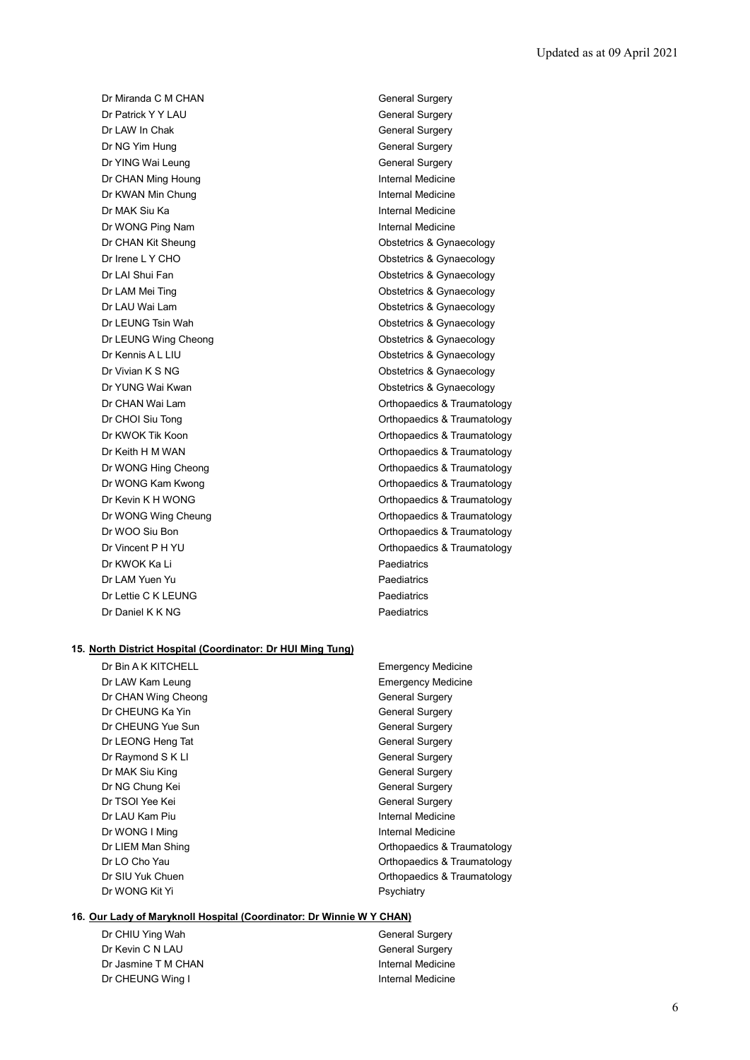| | |
|---|---|
| Dr Miranda C M CHAN | General Surgery |
| Dr Patrick Y Y LAU | General Surgery |
| Dr LAW In Chak | General Surgery |
| Dr NG Yim Hung | General Surgery |
| Dr YING Wai Leung | General Surgery |
| Dr CHAN Ming Houng | Internal Medicine |
| Dr KWAN Min Chung | Internal Medicine |
| Dr MAK Siu Ka | Internal Medicine |
| Dr WONG Ping Nam | Internal Medicine |
| Dr CHAN Kit Sheung | Obstetrics & Gynaecology |
| Dr Irene L Y CHO | Obstetrics & Gynaecology |
| Dr LAI Shui Fan | Obstetrics & Gynaecology |
| Dr LAM Mei Ting | Obstetrics & Gynaecology |
| Dr LAU Wai Lam | Obstetrics & Gynaecology |
| Dr LEUNG Tsin Wah | Obstetrics & Gynaecology |
| Dr LEUNG Wing Cheong | Obstetrics & Gynaecology |
| Dr Kennis A L LIU | Obstetrics & Gynaecology |
| Dr Vivian K S NG | Obstetrics & Gynaecology |
| Dr YUNG Wai Kwan | Obstetrics & Gynaecology |
| Dr CHAN Wai Lam | Orthopaedics & Traumatology |
| Dr CHOI Siu Tong | Orthopaedics & Traumatology |
| Dr KWOK Tik Koon | Orthopaedics & Traumatology |
| Dr Keith H M WAN | Orthopaedics & Traumatology |
| Dr WONG Hing Cheong | Orthopaedics & Traumatology |
| Dr WONG Kam Kwong | Orthopaedics & Traumatology |
| Dr Kevin K H WONG | Orthopaedics & Traumatology |
| Dr WONG Wing Cheung | Orthopaedics & Traumatology |
| Dr WOO Siu Bon | Orthopaedics & Traumatology |
| Dr Vincent P H YU | Orthopaedics & Traumatology |
| Dr KWOK Ka Li | Paediatrics |
| Dr LAM Yuen Yu | Paediatrics |
| Dr Lettie C K LEUNG | Paediatrics |
| Dr Daniel K K NG | Paediatrics |

**15. North District Hospital (Coordinator: Dr HUI Ming Tung)**

| | |
|---|---|
| Dr Bin A K KITCHELL | Emergency Medicine |
| Dr LAW Kam Leung | Emergency Medicine |
| Dr CHAN Wing Cheong | General Surgery |
| Dr CHEUNG Ka Yin | General Surgery |
| Dr CHEUNG Yue Sun | General Surgery |
| Dr LEONG Heng Tat | General Surgery |
| Dr Raymond S K LI | General Surgery |
| Dr MAK Siu King | General Surgery |
| Dr NG Chung Kei | General Surgery |
| Dr TSOI Yee Kei | General Surgery |
| Dr LAU Kam Piu | Internal Medicine |
| Dr WONG I Ming | Internal Medicine |
| Dr LIEM Man Shing | Orthopaedics & Traumatology |
| Dr LO Cho Yau | Orthopaedics & Traumatology |
| Dr SIU Yuk Chuen | Orthopaedics & Traumatology |
| Dr WONG Kit Yi | Psychiatry |

**16. Our Lady of Maryknoll Hospital (Coordinator: Dr Winnie W Y CHAN)**

| | |
|---|---|
| Dr CHIU Ying Wah | General Surgery |
| Dr Kevin C N LAU | General Surgery |
| Dr Jasmine T M CHAN | Internal Medicine |
| Dr CHEUNG Wing I | Internal Medicine |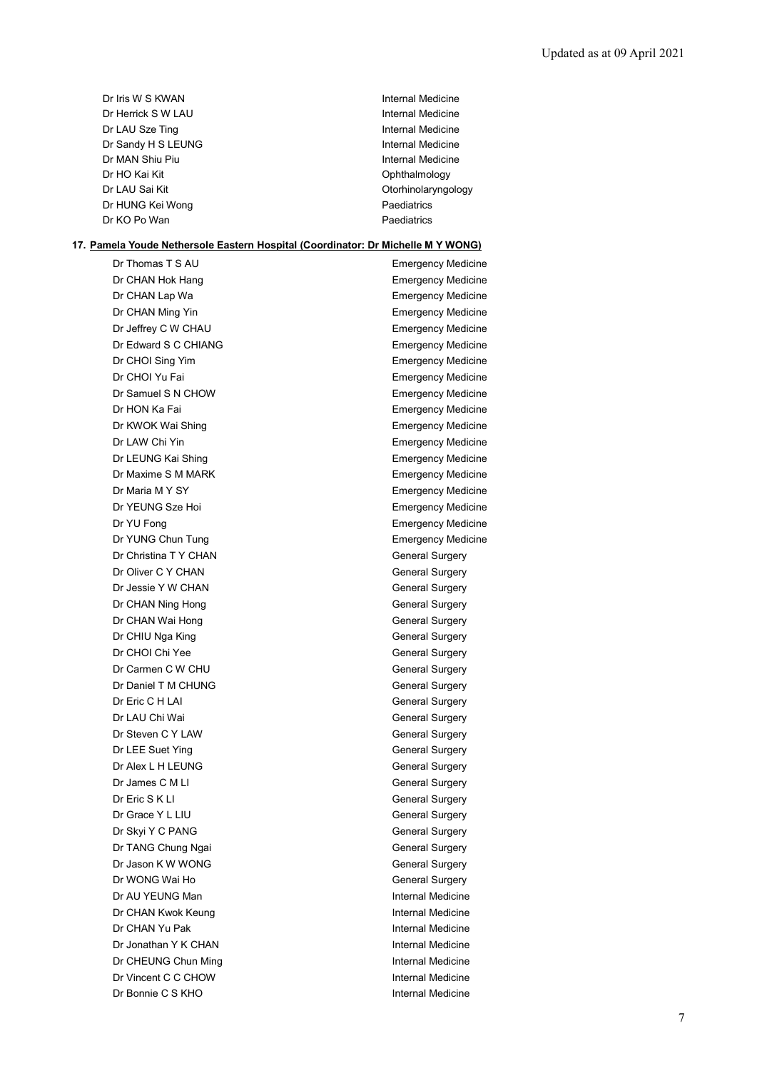| | |
|---|---|
| Dr Iris W S KWAN | Internal Medicine |
| Dr Herrick S W LAU | Internal Medicine |
| Dr LAU Sze Ting | Internal Medicine |
| Dr Sandy H S LEUNG | Internal Medicine |
| Dr MAN Shiu Piu | Internal Medicine |
| Dr HO Kai Kit | Ophthalmology |
| Dr LAU Sai Kit | Otorhinolaryngology |
| Dr HUNG Kei Wong | Paediatrics |
| Dr KO Po Wan | Paediatrics |

**17. Pamela Youde Nethersole Eastern Hospital (Coordinator: Dr Michelle M Y WONG)**

| | |
|---|---|
| Dr Thomas T S AU | Emergency Medicine |
| Dr CHAN Hok Hang | Emergency Medicine |
| Dr CHAN Lap Wa | Emergency Medicine |
| Dr CHAN Ming Yin | Emergency Medicine |
| Dr Jeffrey C W CHAU | Emergency Medicine |
| Dr Edward S C CHIANG | Emergency Medicine |
| Dr CHOI Sing Yim | Emergency Medicine |
| Dr CHOI Yu Fai | Emergency Medicine |
| Dr Samuel S N CHOW | Emergency Medicine |
| Dr HON Ka Fai | Emergency Medicine |
| Dr KWOK Wai Shing | Emergency Medicine |
| Dr LAW Chi Yin | Emergency Medicine |
| Dr LEUNG Kai Shing | Emergency Medicine |
| Dr Maxime S M MARK | Emergency Medicine |
| Dr Maria M Y SY | Emergency Medicine |
| Dr YEUNG Sze Hoi | Emergency Medicine |
| Dr YU Fong | Emergency Medicine |
| Dr YUNG Chun Tung | Emergency Medicine |
| Dr Christina T Y CHAN | General Surgery |
| Dr Oliver C Y CHAN | General Surgery |
| Dr Jessie Y W CHAN | General Surgery |
| Dr CHAN Ning Hong | General Surgery |
| Dr CHAN Wai Hong | General Surgery |
| Dr CHIU Nga King | General Surgery |
| Dr CHOI Chi Yee | General Surgery |
| Dr Carmen C W CHU | General Surgery |
| Dr Daniel T M CHUNG | General Surgery |
| Dr Eric C H LAI | General Surgery |
| Dr LAU Chi Wai | General Surgery |
| Dr Steven C Y LAW | General Surgery |
| Dr LEE Suet Ying | General Surgery |
| Dr Alex L H LEUNG | General Surgery |
| Dr James C M LI | General Surgery |
| Dr Eric S K LI | General Surgery |
| Dr Grace Y L LIU | General Surgery |
| Dr Skyi Y C PANG | General Surgery |
| Dr TANG Chung Ngai | General Surgery |
| Dr Jason K W WONG | General Surgery |
| Dr WONG Wai Ho | General Surgery |
| Dr AU YEUNG Man | Internal Medicine |
| Dr CHAN Kwok Keung | Internal Medicine |
| Dr CHAN Yu Pak | Internal Medicine |
| Dr Jonathan Y K CHAN | Internal Medicine |
| Dr CHEUNG Chun Ming | Internal Medicine |
| Dr Vincent C C CHOW | Internal Medicine |
| Dr Bonnie C S KHO | Internal Medicine |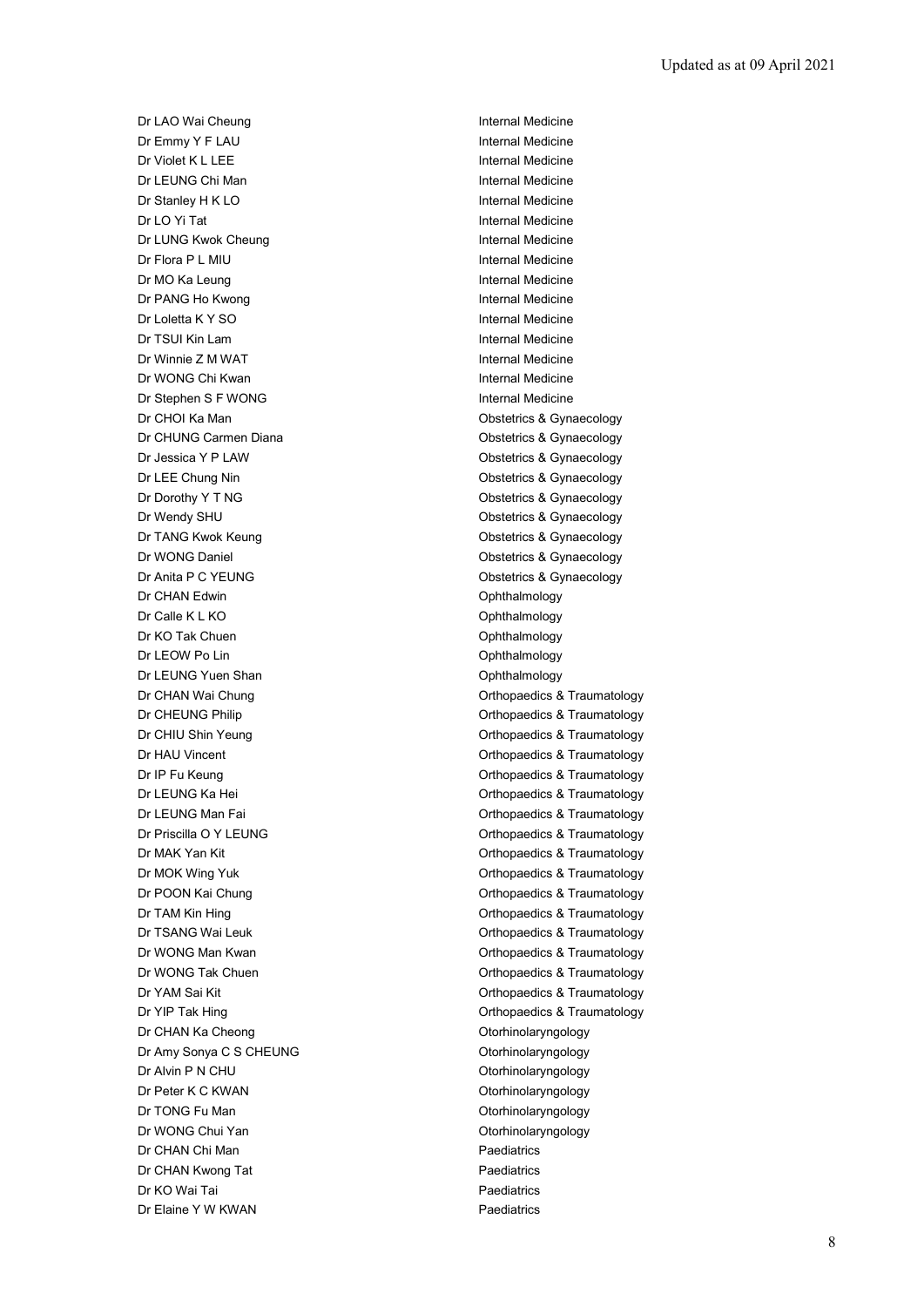Updated as at 09 April 2021

| | |
|---|---|
| Dr LAO Wai Cheung | Internal Medicine |
| Dr Emmy Y F LAU | Internal Medicine |
| Dr Violet K L LEE | Internal Medicine |
| Dr LEUNG Chi Man | Internal Medicine |
| Dr Stanley H K LO | Internal Medicine |
| Dr LO Yi Tat | Internal Medicine |
| Dr LUNG Kwok Cheung | Internal Medicine |
| Dr Flora P L MIU | Internal Medicine |
| Dr MO Ka Leung | Internal Medicine |
| Dr PANG Ho Kwong | Internal Medicine |
| Dr Loletta K Y SO | Internal Medicine |
| Dr TSUI Kin Lam | Internal Medicine |
| Dr Winnie Z M WAT | Internal Medicine |
| Dr WONG Chi Kwan | Internal Medicine |
| Dr Stephen S F WONG | Internal Medicine |
| Dr CHOI Ka Man | Obstetrics & Gynaecology |
| Dr CHUNG Carmen Diana | Obstetrics & Gynaecology |
| Dr Jessica Y P LAW | Obstetrics & Gynaecology |
| Dr LEE Chung Nin | Obstetrics & Gynaecology |
| Dr Dorothy Y T NG | Obstetrics & Gynaecology |
| Dr Wendy SHU | Obstetrics & Gynaecology |
| Dr TANG Kwok Keung | Obstetrics & Gynaecology |
| Dr WONG Daniel | Obstetrics & Gynaecology |
| Dr Anita P C YEUNG | Obstetrics & Gynaecology |
| Dr CHAN Edwin | Ophthalmology |
| Dr Calle K L KO | Ophthalmology |
| Dr KO Tak Chuen | Ophthalmology |
| Dr LEOW Po Lin | Ophthalmology |
| Dr LEUNG Yuen Shan | Ophthalmology |
| Dr CHAN Wai Chung | Orthopaedics & Traumatology |
| Dr CHEUNG Philip | Orthopaedics & Traumatology |
| Dr CHIU Shin Yeung | Orthopaedics & Traumatology |
| Dr HAU Vincent | Orthopaedics & Traumatology |
| Dr IP Fu Keung | Orthopaedics & Traumatology |
| Dr LEUNG Ka Hei | Orthopaedics & Traumatology |
| Dr LEUNG Man Fai | Orthopaedics & Traumatology |
| Dr Priscilla O Y LEUNG | Orthopaedics & Traumatology |
| Dr MAK Yan Kit | Orthopaedics & Traumatology |
| Dr MOK Wing Yuk | Orthopaedics & Traumatology |
| Dr POON Kai Chung | Orthopaedics & Traumatology |
| Dr TAM Kin Hing | Orthopaedics & Traumatology |
| Dr TSANG Wai Leuk | Orthopaedics & Traumatology |
| Dr WONG Man Kwan | Orthopaedics & Traumatology |
| Dr WONG Tak Chuen | Orthopaedics & Traumatology |
| Dr YAM Sai Kit | Orthopaedics & Traumatology |
| Dr YIP Tak Hing | Orthopaedics & Traumatology |
| Dr CHAN Ka Cheong | Otorhinolaryngology |
| Dr Amy Sonya C S CHEUNG | Otorhinolaryngology |
| Dr Alvin P N CHU | Otorhinolaryngology |
| Dr Peter K C KWAN | Otorhinolaryngology |
| Dr TONG Fu Man | Otorhinolaryngology |
| Dr WONG Chui Yan | Otorhinolaryngology |
| Dr CHAN Chi Man | Paediatrics |
| Dr CHAN Kwong Tat | Paediatrics |
| Dr KO Wai Tai | Paediatrics |
| Dr Elaine Y W KWAN | Paediatrics |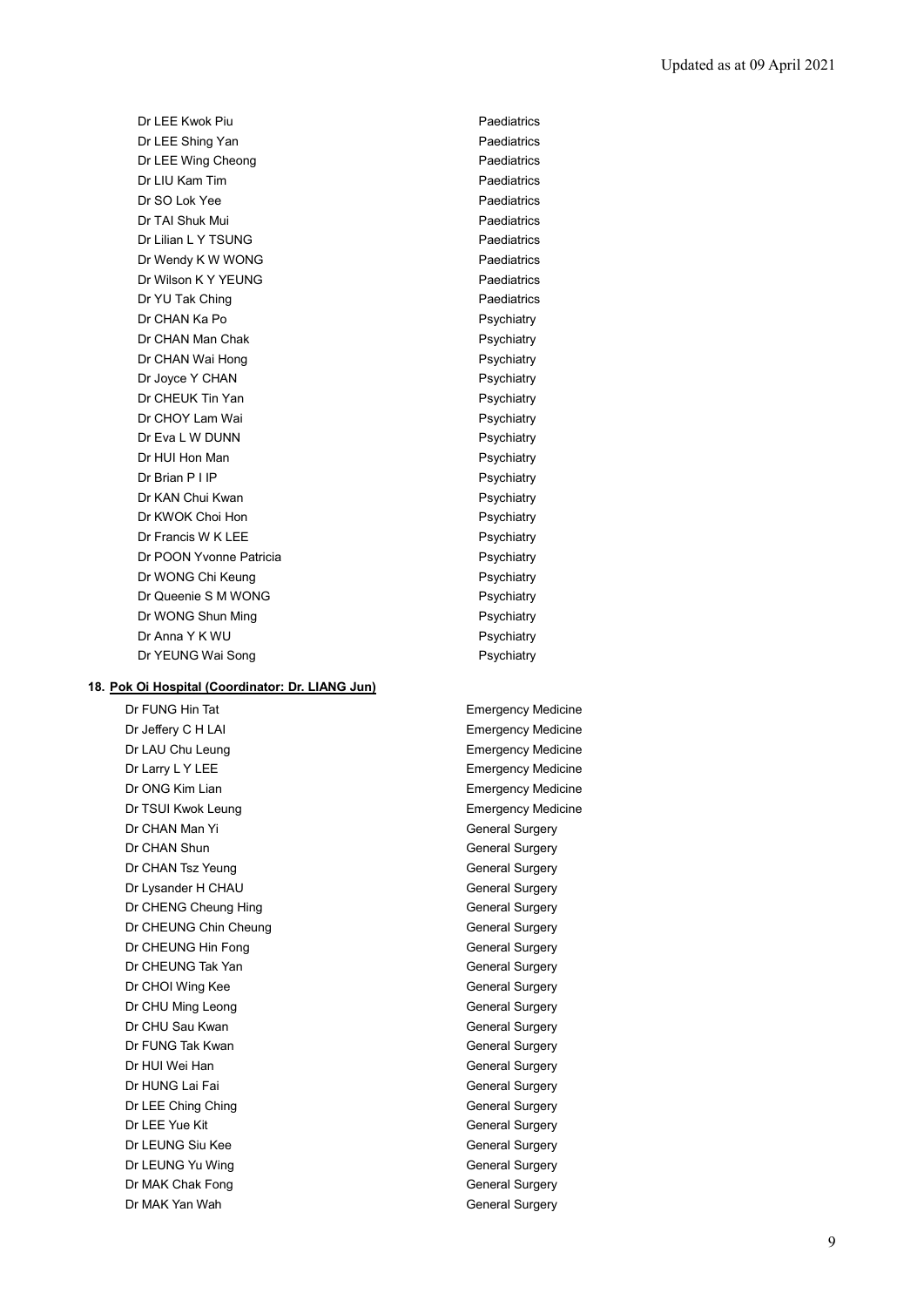| | |
|---|---|
| Dr LEE Kwok Piu | Paediatrics |
| Dr LEE Shing Yan | Paediatrics |
| Dr LEE Wing Cheong | Paediatrics |
| Dr LIU Kam Tim | Paediatrics |
| Dr SO Lok Yee | Paediatrics |
| Dr TAI Shuk Mui | Paediatrics |
| Dr Lilian L Y TSUNG | Paediatrics |
| Dr Wendy K W WONG | Paediatrics |
| Dr Wilson K Y YEUNG | Paediatrics |
| Dr YU Tak Ching | Paediatrics |
| Dr CHAN Ka Po | Psychiatry |
| Dr CHAN Man Chak | Psychiatry |
| Dr CHAN Wai Hong | Psychiatry |
| Dr Joyce Y CHAN | Psychiatry |
| Dr CHEUK Tin Yan | Psychiatry |
| Dr CHOY Lam Wai | Psychiatry |
| Dr Eva L W DUNN | Psychiatry |
| Dr HUI Hon Man | Psychiatry |
| Dr Brian P I IP | Psychiatry |
| Dr KAN Chui Kwan | Psychiatry |
| Dr KWOK Choi Hon | Psychiatry |
| Dr Francis W K LEE | Psychiatry |
| Dr POON Yvonne Patricia | Psychiatry |
| Dr WONG Chi Keung | Psychiatry |
| Dr Queenie S M WONG | Psychiatry |
| Dr WONG Shun Ming | Psychiatry |
| Dr Anna Y K WU | Psychiatry |
| Dr YEUNG Wai Song | Psychiatry |

**18. Pok Oi Hospital (Coordinator: Dr. LIANG Jun)**

| | |
|---|---|
| Dr FUNG Hin Tat | Emergency Medicine |
| Dr Jeffery C H LAI | Emergency Medicine |
| Dr LAU Chu Leung | Emergency Medicine |
| Dr Larry L Y LEE | Emergency Medicine |
| Dr ONG Kim Lian | Emergency Medicine |
| Dr TSUI Kwok Leung | Emergency Medicine |
| Dr CHAN Man Yi | General Surgery |
| Dr CHAN Shun | General Surgery |
| Dr CHAN Tsz Yeung | General Surgery |
| Dr Lysander H CHAU | General Surgery |
| Dr CHENG Cheung Hing | General Surgery |
| Dr CHEUNG Chin Cheung | General Surgery |
| Dr CHEUNG Hin Fong | General Surgery |
| Dr CHEUNG Tak Yan | General Surgery |
| Dr CHOI Wing Kee | General Surgery |
| Dr CHU Ming Leong | General Surgery |
| Dr CHU Sau Kwan | General Surgery |
| Dr FUNG Tak Kwan | General Surgery |
| Dr HUI Wei Han | General Surgery |
| Dr HUNG Lai Fai | General Surgery |
| Dr LEE Ching Ching | General Surgery |
| Dr LEE Yue Kit | General Surgery |
| Dr LEUNG Siu Kee | General Surgery |
| Dr LEUNG Yu Wing | General Surgery |
| Dr MAK Chak Fong | General Surgery |
| Dr MAK Yan Wah | General Surgery |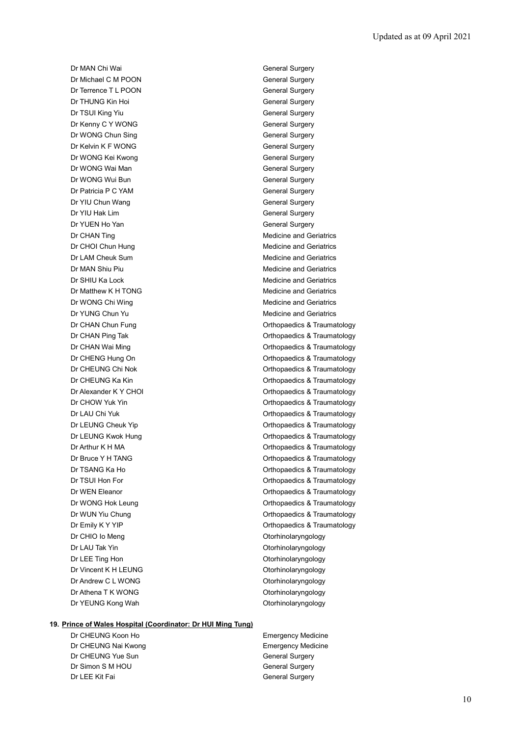| | |
|---|---|
| Dr MAN Chi Wai | General Surgery |
| Dr Michael C M POON | General Surgery |
| Dr Terrence T L POON | General Surgery |
| Dr THUNG Kin Hoi | General Surgery |
| Dr TSUI King Yiu | General Surgery |
| Dr Kenny C Y WONG | General Surgery |
| Dr WONG Chun Sing | General Surgery |
| Dr Kelvin K F WONG | General Surgery |
| Dr WONG Kei Kwong | General Surgery |
| Dr WONG Wai Man | General Surgery |
| Dr WONG Wui Bun | General Surgery |
| Dr Patricia P C YAM | General Surgery |
| Dr YIU Chun Wang | General Surgery |
| Dr YIU Hak Lim | General Surgery |
| Dr YUEN Ho Yan | General Surgery |
| Dr CHAN Ting | Medicine and Geriatrics |
| Dr CHOI Chun Hung | Medicine and Geriatrics |
| Dr LAM Cheuk Sum | Medicine and Geriatrics |
| Dr MAN Shiu Piu | Medicine and Geriatrics |
| Dr SHIU Ka Lock | Medicine and Geriatrics |
| Dr Matthew K H TONG | Medicine and Geriatrics |
| Dr WONG Chi Wing | Medicine and Geriatrics |
| Dr YUNG Chun Yu | Medicine and Geriatrics |
| Dr CHAN Chun Fung | Orthopaedics & Traumatology |
| Dr CHAN Ping Tak | Orthopaedics & Traumatology |
| Dr CHAN Wai Ming | Orthopaedics & Traumatology |
| Dr CHENG Hung On | Orthopaedics & Traumatology |
| Dr CHEUNG Chi Nok | Orthopaedics & Traumatology |
| Dr CHEUNG Ka Kin | Orthopaedics & Traumatology |
| Dr Alexander K Y CHOI | Orthopaedics & Traumatology |
| Dr CHOW Yuk Yin | Orthopaedics & Traumatology |
| Dr LAU Chi Yuk | Orthopaedics & Traumatology |
| Dr LEUNG Cheuk Yip | Orthopaedics & Traumatology |
| Dr LEUNG Kwok Hung | Orthopaedics & Traumatology |
| Dr Arthur K H MA | Orthopaedics & Traumatology |
| Dr Bruce Y H TANG | Orthopaedics & Traumatology |
| Dr TSANG Ka Ho | Orthopaedics & Traumatology |
| Dr TSUI Hon For | Orthopaedics & Traumatology |
| Dr WEN Eleanor | Orthopaedics & Traumatology |
| Dr WONG Hok Leung | Orthopaedics & Traumatology |
| Dr WUN Yiu Chung | Orthopaedics & Traumatology |
| Dr Emily K Y YIP | Orthopaedics & Traumatology |
| Dr CHIO Io Meng | Otorhinolaryngology |
| Dr LAU Tak Yin | Otorhinolaryngology |
| Dr LEE Ting Hon | Otorhinolaryngology |
| Dr Vincent K H LEUNG | Otorhinolaryngology |
| Dr Andrew C L WONG | Otorhinolaryngology |
| Dr Athena T K WONG | Otorhinolaryngology |
| Dr YEUNG Kong Wah | Otorhinolaryngology |

**19. <u>Prince of Wales Hospital (Coordinator: Dr HUI Ming Tung)</u>**

| | |
|---|---|
| Dr CHEUNG Koon Ho | Emergency Medicine |
| Dr CHEUNG Nai Kwong | Emergency Medicine |
| Dr CHEUNG Yue Sun | General Surgery |
| Dr Simon S M HOU | General Surgery |
| Dr LEE Kit Fai | General Surgery |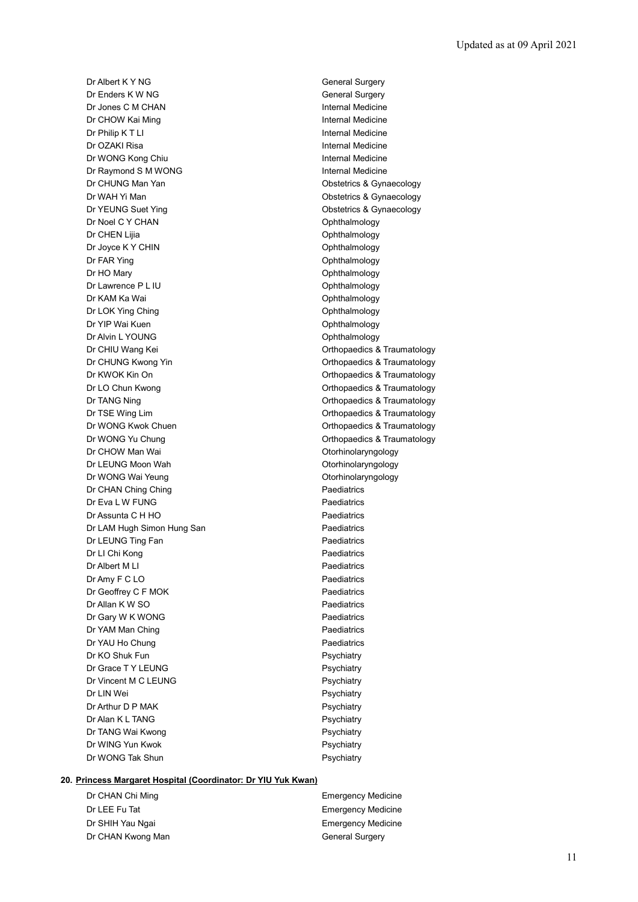Updated as at 09 April 2021

| | |
|---|---|
| Dr Albert K Y NG | General Surgery |
| Dr Enders K W NG | General Surgery |
| Dr Jones C M CHAN | Internal Medicine |
| Dr CHOW Kai Ming | Internal Medicine |
| Dr Philip K T LI | Internal Medicine |
| Dr OZAKI Risa | Internal Medicine |
| Dr WONG Kong Chiu | Internal Medicine |
| Dr Raymond S M WONG | Internal Medicine |
| Dr CHUNG Man Yan | Obstetrics & Gynaecology |
| Dr WAH Yi Man | Obstetrics & Gynaecology |
| Dr YEUNG Suet Ying | Obstetrics & Gynaecology |
| Dr Noel C Y CHAN | Ophthalmology |
| Dr CHEN Lijia | Ophthalmology |
| Dr Joyce K Y CHIN | Ophthalmology |
| Dr FAR Ying | Ophthalmology |
| Dr HO Mary | Ophthalmology |
| Dr Lawrence P L IU | Ophthalmology |
| Dr KAM Ka Wai | Ophthalmology |
| Dr LOK Ying Ching | Ophthalmology |
| Dr YIP Wai Kuen | Ophthalmology |
| Dr Alvin L YOUNG | Ophthalmology |
| Dr CHIU Wang Kei | Orthopaedics & Traumatology |
| Dr CHUNG Kwong Yin | Orthopaedics & Traumatology |
| Dr KWOK Kin On | Orthopaedics & Traumatology |
| Dr LO Chun Kwong | Orthopaedics & Traumatology |
| Dr TANG Ning | Orthopaedics & Traumatology |
| Dr TSE Wing Lim | Orthopaedics & Traumatology |
| Dr WONG Kwok Chuen | Orthopaedics & Traumatology |
| Dr WONG Yu Chung | Orthopaedics & Traumatology |
| Dr CHOW Man Wai | Otorhinolaryngology |
| Dr LEUNG Moon Wah | Otorhinolaryngology |
| Dr WONG Wai Yeung | Otorhinolaryngology |
| Dr CHAN Ching Ching | Paediatrics |
| Dr Eva L W FUNG | Paediatrics |
| Dr Assunta C H HO | Paediatrics |
| Dr LAM Hugh Simon Hung San | Paediatrics |
| Dr LEUNG Ting Fan | Paediatrics |
| Dr LI Chi Kong | Paediatrics |
| Dr Albert M LI | Paediatrics |
| Dr Amy F C LO | Paediatrics |
| Dr Geoffrey C F MOK | Paediatrics |
| Dr Allan K W SO | Paediatrics |
| Dr Gary W K WONG | Paediatrics |
| Dr YAM Man Ching | Paediatrics |
| Dr YAU Ho Chung | Paediatrics |
| Dr KO Shuk Fun | Psychiatry |
| Dr Grace T Y LEUNG | Psychiatry |
| Dr Vincent M C LEUNG | Psychiatry |
| Dr LIN Wei | Psychiatry |
| Dr Arthur D P MAK | Psychiatry |
| Dr Alan K L TANG | Psychiatry |
| Dr TANG Wai Kwong | Psychiatry |
| Dr WING Yun Kwok | Psychiatry |
| Dr WONG Tak Shun | Psychiatry |

**20. Princess Margaret Hospital (Coordinator: Dr YIU Yuk Kwan)**

| | |
|---|---|
| Dr CHAN Chi Ming | Emergency Medicine |
| Dr LEE Fu Tat | Emergency Medicine |
| Dr SHIH Yau Ngai | Emergency Medicine |
| Dr CHAN Kwong Man | General Surgery |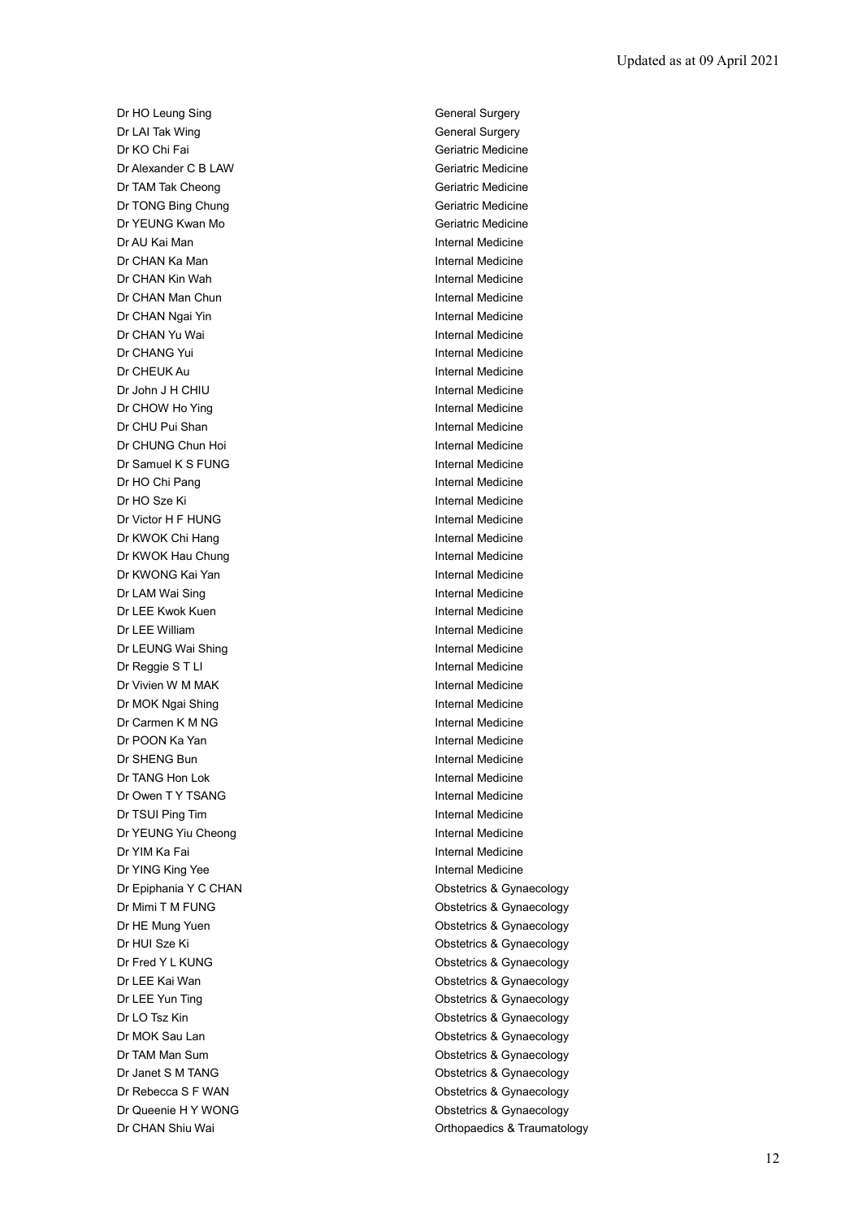| | |
|---|---|
| Dr HO Leung Sing | General Surgery |
| Dr LAI Tak Wing | General Surgery |
| Dr KO Chi Fai | Geriatric Medicine |
| Dr Alexander C B LAW | Geriatric Medicine |
| Dr TAM Tak Cheong | Geriatric Medicine |
| Dr TONG Bing Chung | Geriatric Medicine |
| Dr YEUNG Kwan Mo | Geriatric Medicine |
| Dr AU Kai Man | Internal Medicine |
| Dr CHAN Ka Man | Internal Medicine |
| Dr CHAN Kin Wah | Internal Medicine |
| Dr CHAN Man Chun | Internal Medicine |
| Dr CHAN Ngai Yin | Internal Medicine |
| Dr CHAN Yu Wai | Internal Medicine |
| Dr CHANG Yui | Internal Medicine |
| Dr CHEUK Au | Internal Medicine |
| Dr John J H CHIU | Internal Medicine |
| Dr CHOW Ho Ying | Internal Medicine |
| Dr CHU Pui Shan | Internal Medicine |
| Dr CHUNG Chun Hoi | Internal Medicine |
| Dr Samuel K S FUNG | Internal Medicine |
| Dr HO Chi Pang | Internal Medicine |
| Dr HO Sze Ki | Internal Medicine |
| Dr Victor H F HUNG | Internal Medicine |
| Dr KWOK Chi Hang | Internal Medicine |
| Dr KWOK Hau Chung | Internal Medicine |
| Dr KWONG Kai Yan | Internal Medicine |
| Dr LAM Wai Sing | Internal Medicine |
| Dr LEE Kwok Kuen | Internal Medicine |
| Dr LEE William | Internal Medicine |
| Dr LEUNG Wai Shing | Internal Medicine |
| Dr Reggie S T LI | Internal Medicine |
| Dr Vivien W M MAK | Internal Medicine |
| Dr MOK Ngai Shing | Internal Medicine |
| Dr Carmen K M NG | Internal Medicine |
| Dr POON Ka Yan | Internal Medicine |
| Dr SHENG Bun | Internal Medicine |
| Dr TANG Hon Lok | Internal Medicine |
| Dr Owen T Y TSANG | Internal Medicine |
| Dr TSUI Ping Tim | Internal Medicine |
| Dr YEUNG Yiu Cheong | Internal Medicine |
| Dr YIM Ka Fai | Internal Medicine |
| Dr YING King Yee | Internal Medicine |
| Dr Epiphania Y C CHAN | Obstetrics & Gynaecology |
| Dr Mimi T M FUNG | Obstetrics & Gynaecology |
| Dr HE Mung Yuen | Obstetrics & Gynaecology |
| Dr HUI Sze Ki | Obstetrics & Gynaecology |
| Dr Fred Y L KUNG | Obstetrics & Gynaecology |
| Dr LEE Kai Wan | Obstetrics & Gynaecology |
| Dr LEE Yun Ting | Obstetrics & Gynaecology |
| Dr LO Tsz Kin | Obstetrics & Gynaecology |
| Dr MOK Sau Lan | Obstetrics & Gynaecology |
| Dr TAM Man Sum | Obstetrics & Gynaecology |
| Dr Janet S M TANG | Obstetrics & Gynaecology |
| Dr Rebecca S F WAN | Obstetrics & Gynaecology |
| Dr Queenie H Y WONG | Obstetrics & Gynaecology |
| Dr CHAN Shiu Wai | Orthopaedics & Traumatology |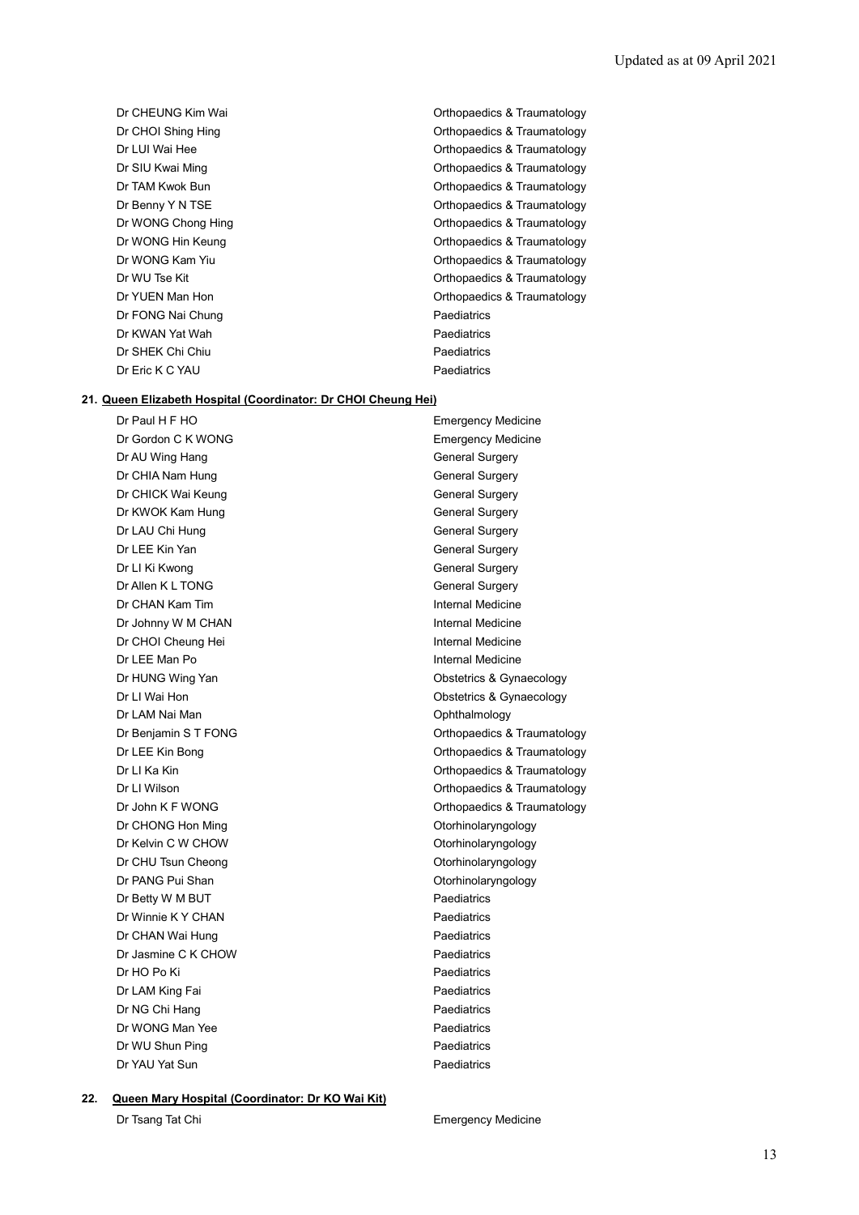| | |
|---|---|
| Dr CHEUNG Kim Wai | Orthopaedics & Traumatology |
| Dr CHOI Shing Hing | Orthopaedics & Traumatology |
| Dr LUI Wai Hee | Orthopaedics & Traumatology |
| Dr SIU Kwai Ming | Orthopaedics & Traumatology |
| Dr TAM Kwok Bun | Orthopaedics & Traumatology |
| Dr Benny Y N TSE | Orthopaedics & Traumatology |
| Dr WONG Chong Hing | Orthopaedics & Traumatology |
| Dr WONG Hin Keung | Orthopaedics & Traumatology |
| Dr WONG Kam Yiu | Orthopaedics & Traumatology |
| Dr WU Tse Kit | Orthopaedics & Traumatology |
| Dr YUEN Man Hon | Orthopaedics & Traumatology |
| Dr FONG Nai Chung | Paediatrics |
| Dr KWAN Yat Wah | Paediatrics |
| Dr SHEK Chi Chiu | Paediatrics |
| Dr Eric K C YAU | Paediatrics |

**21. Queen Elizabeth Hospital (Coordinator: Dr CHOI Cheung Hei)**

| | |
|---|---|
| Dr Paul H F HO | Emergency Medicine |
| Dr Gordon C K WONG | Emergency Medicine |
| Dr AU Wing Hang | General Surgery |
| Dr CHIA Nam Hung | General Surgery |
| Dr CHICK Wai Keung | General Surgery |
| Dr KWOK Kam Hung | General Surgery |
| Dr LAU Chi Hung | General Surgery |
| Dr LEE Kin Yan | General Surgery |
| Dr LI Ki Kwong | General Surgery |
| Dr Allen K L TONG | General Surgery |
| Dr CHAN Kam Tim | Internal Medicine |
| Dr Johnny W M CHAN | Internal Medicine |
| Dr CHOI Cheung Hei | Internal Medicine |
| Dr LEE Man Po | Internal Medicine |
| Dr HUNG Wing Yan | Obstetrics & Gynaecology |
| Dr LI Wai Hon | Obstetrics & Gynaecology |
| Dr LAM Nai Man | Ophthalmology |
| Dr Benjamin S T FONG | Orthopaedics & Traumatology |
| Dr LEE Kin Bong | Orthopaedics & Traumatology |
| Dr LI Ka Kin | Orthopaedics & Traumatology |
| Dr LI Wilson | Orthopaedics & Traumatology |
| Dr John K F WONG | Orthopaedics & Traumatology |
| Dr CHONG Hon Ming | Otorhinolaryngology |
| Dr Kelvin C W CHOW | Otorhinolaryngology |
| Dr CHU Tsun Cheong | Otorhinolaryngology |
| Dr PANG Pui Shan | Otorhinolaryngology |
| Dr Betty W M BUT | Paediatrics |
| Dr Winnie K Y CHAN | Paediatrics |
| Dr CHAN Wai Hung | Paediatrics |
| Dr Jasmine C K CHOW | Paediatrics |
| Dr HO Po Ki | Paediatrics |
| Dr LAM King Fai | Paediatrics |
| Dr NG Chi Hang | Paediatrics |
| Dr WONG Man Yee | Paediatrics |
| Dr WU Shun Ping | Paediatrics |
| Dr YAU Yat Sun | Paediatrics |

**22. Queen Mary Hospital (Coordinator: Dr KO Wai Kit)**

| | |
|---|---|
| Dr Tsang Tat Chi | Emergency Medicine |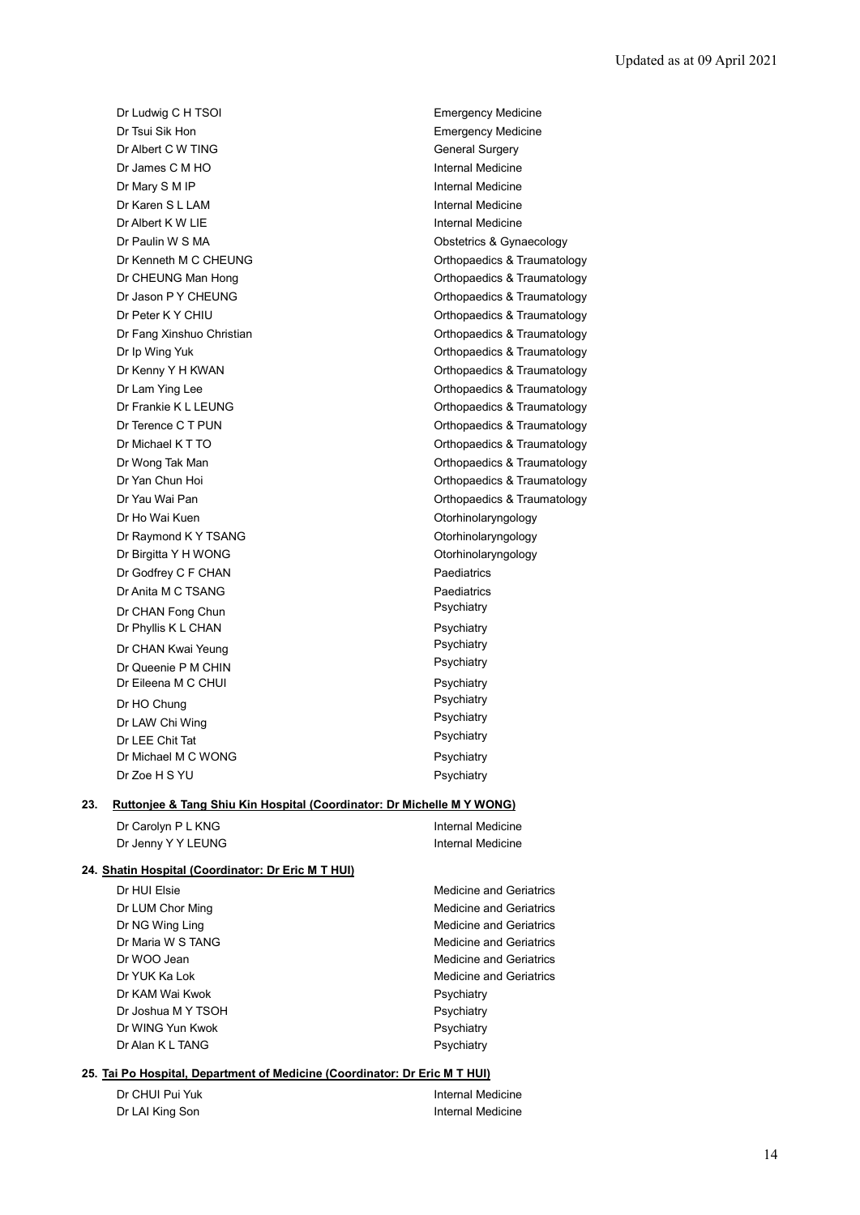| | |
|---|---|
| Dr Ludwig C H TSOI | Emergency Medicine |
| Dr Tsui Sik Hon | Emergency Medicine |
| Dr Albert C W TING | General Surgery |
| Dr James C M HO | Internal Medicine |
| Dr Mary S M IP | Internal Medicine |
| Dr Karen S L LAM | Internal Medicine |
| Dr Albert K W LIE | Internal Medicine |
| Dr Paulin W S MA | Obstetrics & Gynaecology |
| Dr Kenneth M C CHEUNG | Orthopaedics & Traumatology |
| Dr CHEUNG Man Hong | Orthopaedics & Traumatology |
| Dr Jason P Y CHEUNG | Orthopaedics & Traumatology |
| Dr Peter K Y CHIU | Orthopaedics & Traumatology |
| Dr Fang Xinshuo Christian | Orthopaedics & Traumatology |
| Dr Ip Wing Yuk | Orthopaedics & Traumatology |
| Dr Kenny Y H KWAN | Orthopaedics & Traumatology |
| Dr Lam Ying Lee | Orthopaedics & Traumatology |
| Dr Frankie K L LEUNG | Orthopaedics & Traumatology |
| Dr Terence C T PUN | Orthopaedics & Traumatology |
| Dr Michael K T TO | Orthopaedics & Traumatology |
| Dr Wong Tak Man | Orthopaedics & Traumatology |
| Dr Yan Chun Hoi | Orthopaedics & Traumatology |
| Dr Yau Wai Pan | Orthopaedics & Traumatology |
| Dr Ho Wai Kuen | Otorhinolaryngology |
| Dr Raymond K Y TSANG | Otorhinolaryngology |
| Dr Birgitta Y H WONG | Otorhinolaryngology |
| Dr Godfrey C F CHAN | Paediatrics |
| Dr Anita M C TSANG | Paediatrics |
| Dr CHAN Fong Chun | Psychiatry |
| Dr Phyllis K L CHAN | Psychiatry |
| Dr CHAN Kwai Yeung | Psychiatry |
| Dr Queenie P M CHIN | Psychiatry |
| Dr Eileena M C CHUI | Psychiatry |
| Dr HO Chung | Psychiatry |
| Dr LAW Chi Wing | Psychiatry |
| Dr LEE Chit Tat | Psychiatry |
| Dr Michael M C WONG | Psychiatry |
| Dr Zoe H S YU | Psychiatry |

**23. Ruttonjee & Tang Shiu Kin Hospital (Coordinator: Dr Michelle M Y WONG)**

| | |
|---|---|
| Dr Carolyn P L KNG | Internal Medicine |
| Dr Jenny Y Y LEUNG | Internal Medicine |

**24. Shatin Hospital (Coordinator: Dr Eric M T HUI)**

| | |
|---|---|
| Dr HUI Elsie | Medicine and Geriatrics |
| Dr LUM Chor Ming | Medicine and Geriatrics |
| Dr NG Wing Ling | Medicine and Geriatrics |
| Dr Maria W S TANG | Medicine and Geriatrics |
| Dr WOO Jean | Medicine and Geriatrics |
| Dr YUK Ka Lok | Medicine and Geriatrics |
| Dr KAM Wai Kwok | Psychiatry |
| Dr Joshua M Y TSOH | Psychiatry |
| Dr WING Yun Kwok | Psychiatry |
| Dr Alan K L TANG | Psychiatry |

**25. Tai Po Hospital, Department of Medicine (Coordinator: Dr Eric M T HUI)**

| | |
|---|---|
| Dr CHUI Pui Yuk | Internal Medicine |
| Dr LAI King Son | Internal Medicine |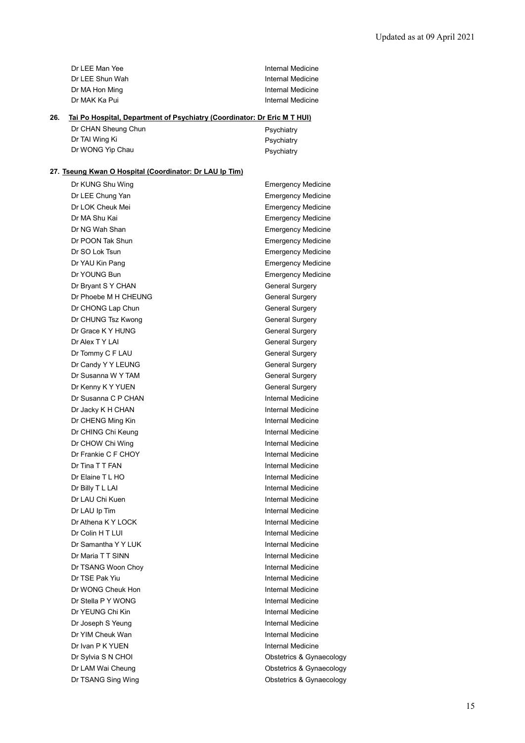| | |
|---|---|
| Dr LEE Man Yee | Internal Medicine |
| Dr LEE Shun Wah | Internal Medicine |
| Dr MA Hon Ming | Internal Medicine |
| Dr MAK Ka Pui | Internal Medicine |

**26. Tai Po Hospital, Department of Psychiatry (Coordinator: Dr Eric M T HUI)**

| | |
|---|---|
| Dr CHAN Sheung Chun | Psychiatry |
| Dr TAI Wing Ki | Psychiatry |
| Dr WONG Yip Chau | Psychiatry |

**27. Tseung Kwan O Hospital (Coordinator: Dr LAU Ip Tim)**

| | |
|---|---|
| Dr KUNG Shu Wing | Emergency Medicine |
| Dr LEE Chung Yan | Emergency Medicine |
| Dr LOK Cheuk Mei | Emergency Medicine |
| Dr MA Shu Kai | Emergency Medicine |
| Dr NG Wah Shan | Emergency Medicine |
| Dr POON Tak Shun | Emergency Medicine |
| Dr SO Lok Tsun | Emergency Medicine |
| Dr YAU Kin Pang | Emergency Medicine |
| Dr YOUNG Bun | Emergency Medicine |
| Dr Bryant S Y CHAN | General Surgery |
| Dr Phoebe M H CHEUNG | General Surgery |
| Dr CHONG Lap Chun | General Surgery |
| Dr CHUNG Tsz Kwong | General Surgery |
| Dr Grace K Y HUNG | General Surgery |
| Dr Alex T Y LAI | General Surgery |
| Dr Tommy C F LAU | General Surgery |
| Dr Candy Y Y LEUNG | General Surgery |
| Dr Susanna W Y TAM | General Surgery |
| Dr Kenny K Y YUEN | General Surgery |
| Dr Susanna C P CHAN | Internal Medicine |
| Dr Jacky K H CHAN | Internal Medicine |
| Dr CHENG Ming Kin | Internal Medicine |
| Dr CHING Chi Keung | Internal Medicine |
| Dr CHOW Chi Wing | Internal Medicine |
| Dr Frankie C F CHOY | Internal Medicine |
| Dr Tina T T FAN | Internal Medicine |
| Dr Elaine T L HO | Internal Medicine |
| Dr Billy T L LAI | Internal Medicine |
| Dr LAU Chi Kuen | Internal Medicine |
| Dr LAU Ip Tim | Internal Medicine |
| Dr Athena K Y LOCK | Internal Medicine |
| Dr Colin H T LUI | Internal Medicine |
| Dr Samantha Y Y LUK | Internal Medicine |
| Dr Maria T T SINN | Internal Medicine |
| Dr TSANG Woon Choy | Internal Medicine |
| Dr TSE Pak Yiu | Internal Medicine |
| Dr WONG Cheuk Hon | Internal Medicine |
| Dr Stella P Y WONG | Internal Medicine |
| Dr YEUNG Chi Kin | Internal Medicine |
| Dr Joseph S Yeung | Internal Medicine |
| Dr YIM Cheuk Wan | Internal Medicine |
| Dr Ivan P K YUEN | Internal Medicine |
| Dr Sylvia S N CHOI | Obstetrics & Gynaecology |
| Dr LAM Wai Cheung | Obstetrics & Gynaecology |
| Dr TSANG Sing Wing | Obstetrics & Gynaecology |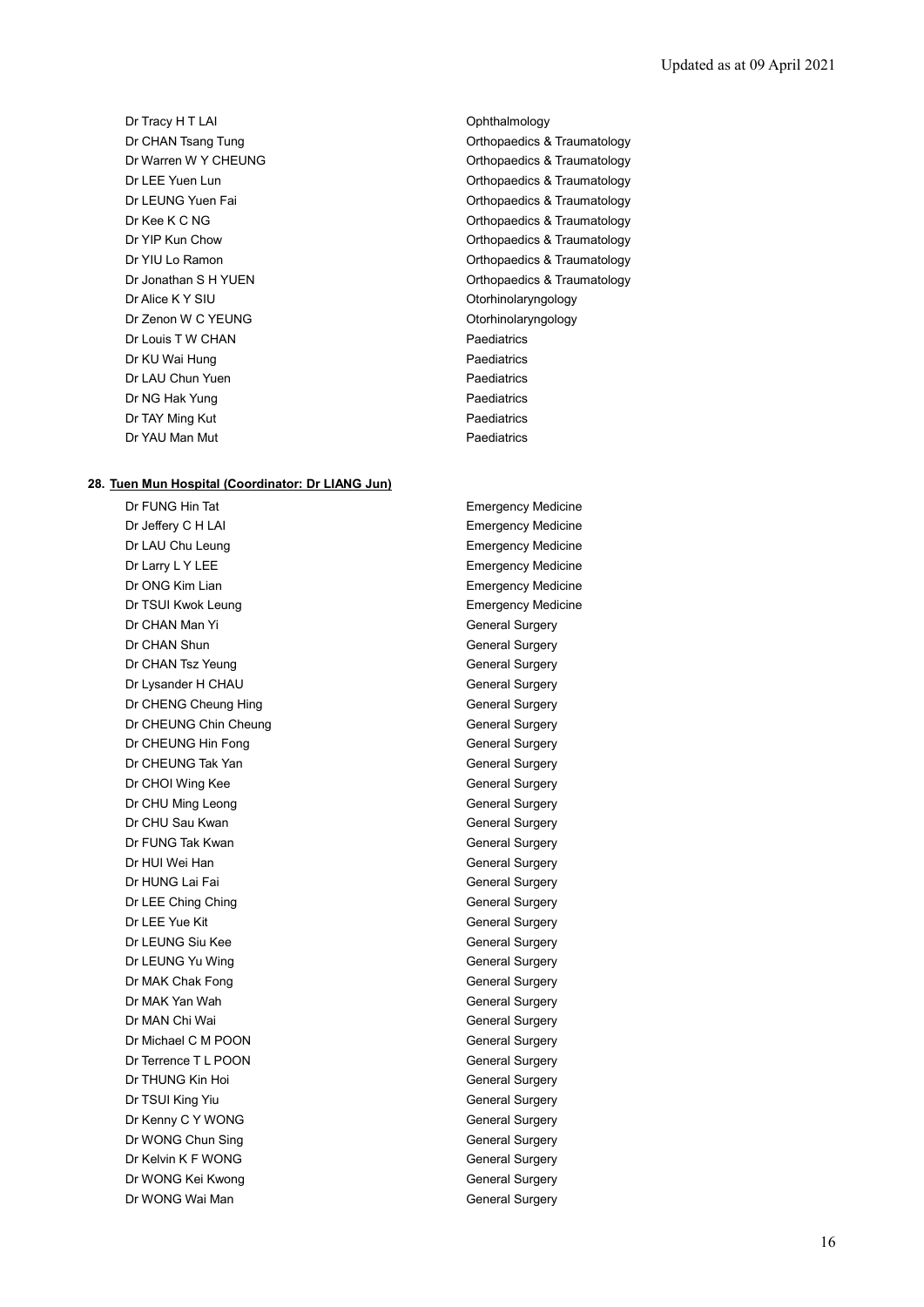| | |
|---|---|
| Dr Tracy H T LAI | Ophthalmology |
| Dr CHAN Tsang Tung | Orthopaedics & Traumatology |
| Dr Warren W Y CHEUNG | Orthopaedics & Traumatology |
| Dr LEE Yuen Lun | Orthopaedics & Traumatology |
| Dr LEUNG Yuen Fai | Orthopaedics & Traumatology |
| Dr Kee K C NG | Orthopaedics & Traumatology |
| Dr YIP Kun Chow | Orthopaedics & Traumatology |
| Dr YIU Lo Ramon | Orthopaedics & Traumatology |
| Dr Jonathan S H YUEN | Orthopaedics & Traumatology |
| Dr Alice K Y SIU | Otorhinolaryngology |
| Dr Zenon W C YEUNG | Otorhinolaryngology |
| Dr Louis T W CHAN | Paediatrics |
| Dr KU Wai Hung | Paediatrics |
| Dr LAU Chun Yuen | Paediatrics |
| Dr NG Hak Yung | Paediatrics |
| Dr TAY Ming Kut | Paediatrics |
| Dr YAU Man Mut | Paediatrics |

**28. Tuen Mun Hospital (Coordinator: Dr LIANG Jun)**

| | |
|---|---|
| Dr FUNG Hin Tat | Emergency Medicine |
| Dr Jeffery C H LAI | Emergency Medicine |
| Dr LAU Chu Leung | Emergency Medicine |
| Dr Larry L Y LEE | Emergency Medicine |
| Dr ONG Kim Lian | Emergency Medicine |
| Dr TSUI Kwok Leung | Emergency Medicine |
| Dr CHAN Man Yi | General Surgery |
| Dr CHAN Shun | General Surgery |
| Dr CHAN Tsz Yeung | General Surgery |
| Dr Lysander H CHAU | General Surgery |
| Dr CHENG Cheung Hing | General Surgery |
| Dr CHEUNG Chin Cheung | General Surgery |
| Dr CHEUNG Hin Fong | General Surgery |
| Dr CHEUNG Tak Yan | General Surgery |
| Dr CHOI Wing Kee | General Surgery |
| Dr CHU Ming Leong | General Surgery |
| Dr CHU Sau Kwan | General Surgery |
| Dr FUNG Tak Kwan | General Surgery |
| Dr HUI Wei Han | General Surgery |
| Dr HUNG Lai Fai | General Surgery |
| Dr LEE Ching Ching | General Surgery |
| Dr LEE Yue Kit | General Surgery |
| Dr LEUNG Siu Kee | General Surgery |
| Dr LEUNG Yu Wing | General Surgery |
| Dr MAK Chak Fong | General Surgery |
| Dr MAK Yan Wah | General Surgery |
| Dr MAN Chi Wai | General Surgery |
| Dr Michael C M POON | General Surgery |
| Dr Terrence T L POON | General Surgery |
| Dr THUNG Kin Hoi | General Surgery |
| Dr TSUI King Yiu | General Surgery |
| Dr Kenny C Y WONG | General Surgery |
| Dr WONG Chun Sing | General Surgery |
| Dr Kelvin K F WONG | General Surgery |
| Dr WONG Kei Kwong | General Surgery |
| Dr WONG Wai Man | General Surgery |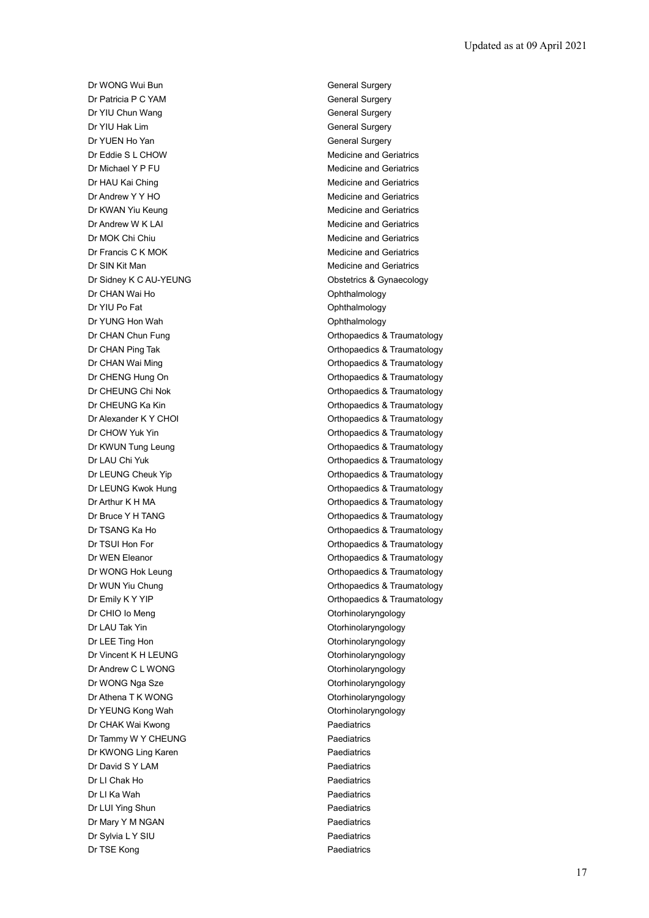Updated as at 09 April 2021

| | |
|---|---|
| Dr WONG Wui Bun | General Surgery |
| Dr Patricia P C YAM | General Surgery |
| Dr YIU Chun Wang | General Surgery |
| Dr YIU Hak Lim | General Surgery |
| Dr YUEN Ho Yan | General Surgery |
| Dr Eddie S L CHOW | Medicine and Geriatrics |
| Dr Michael Y P FU | Medicine and Geriatrics |
| Dr HAU Kai Ching | Medicine and Geriatrics |
| Dr Andrew Y Y HO | Medicine and Geriatrics |
| Dr KWAN Yiu Keung | Medicine and Geriatrics |
| Dr Andrew W K LAI | Medicine and Geriatrics |
| Dr MOK Chi Chiu | Medicine and Geriatrics |
| Dr Francis C K MOK | Medicine and Geriatrics |
| Dr SIN Kit Man | Medicine and Geriatrics |
| Dr Sidney K C AU-YEUNG | Obstetrics & Gynaecology |
| Dr CHAN Wai Ho | Ophthalmology |
| Dr YIU Po Fat | Ophthalmology |
| Dr YUNG Hon Wah | Ophthalmology |
| Dr CHAN Chun Fung | Orthopaedics & Traumatology |
| Dr CHAN Ping Tak | Orthopaedics & Traumatology |
| Dr CHAN Wai Ming | Orthopaedics & Traumatology |
| Dr CHENG Hung On | Orthopaedics & Traumatology |
| Dr CHEUNG Chi Nok | Orthopaedics & Traumatology |
| Dr CHEUNG Ka Kin | Orthopaedics & Traumatology |
| Dr Alexander K Y CHOI | Orthopaedics & Traumatology |
| Dr CHOW Yuk Yin | Orthopaedics & Traumatology |
| Dr KWUN Tung Leung | Orthopaedics & Traumatology |
| Dr LAU Chi Yuk | Orthopaedics & Traumatology |
| Dr LEUNG Cheuk Yip | Orthopaedics & Traumatology |
| Dr LEUNG Kwok Hung | Orthopaedics & Traumatology |
| Dr Arthur K H MA | Orthopaedics & Traumatology |
| Dr Bruce Y H TANG | Orthopaedics & Traumatology |
| Dr TSANG Ka Ho | Orthopaedics & Traumatology |
| Dr TSUI Hon For | Orthopaedics & Traumatology |
| Dr WEN Eleanor | Orthopaedics & Traumatology |
| Dr WONG Hok Leung | Orthopaedics & Traumatology |
| Dr WUN Yiu Chung | Orthopaedics & Traumatology |
| Dr Emily K Y YIP | Orthopaedics & Traumatology |
| Dr CHIO Io Meng | Otorhinolaryngology |
| Dr LAU Tak Yin | Otorhinolaryngology |
| Dr LEE Ting Hon | Otorhinolaryngology |
| Dr Vincent K H LEUNG | Otorhinolaryngology |
| Dr Andrew C L WONG | Otorhinolaryngology |
| Dr WONG Nga Sze | Otorhinolaryngology |
| Dr Athena T K WONG | Otorhinolaryngology |
| Dr YEUNG Kong Wah | Otorhinolaryngology |
| Dr CHAK Wai Kwong | Paediatrics |
| Dr Tammy W Y CHEUNG | Paediatrics |
| Dr KWONG Ling Karen | Paediatrics |
| Dr David S Y LAM | Paediatrics |
| Dr LI Chak Ho | Paediatrics |
| Dr LI Ka Wah | Paediatrics |
| Dr LUI Ying Shun | Paediatrics |
| Dr Mary Y M NGAN | Paediatrics |
| Dr Sylvia L Y SIU | Paediatrics |
| Dr TSE Kong | Paediatrics |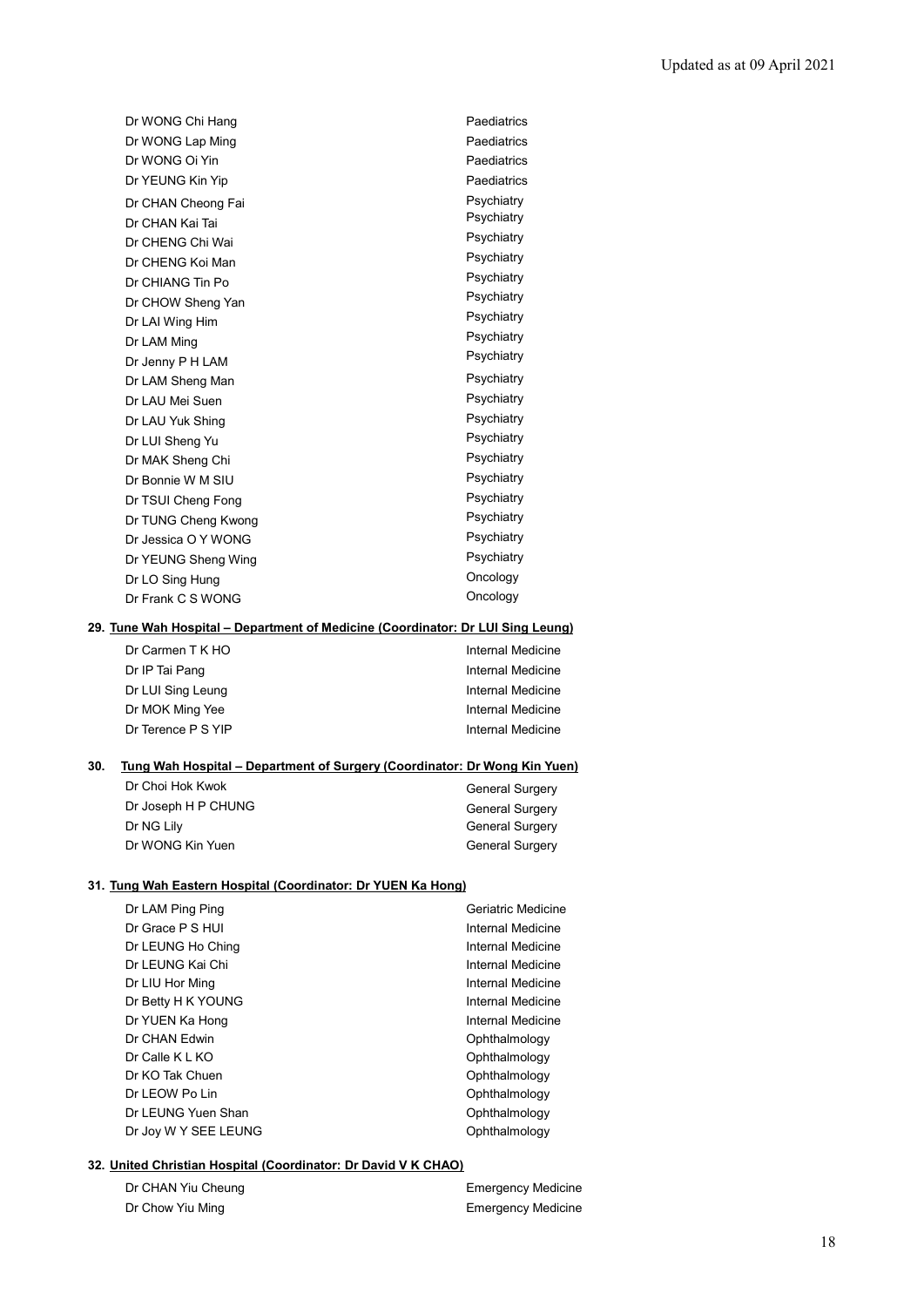| | |
|---|---|
| Dr WONG Chi Hang | Paediatrics |
| Dr WONG Lap Ming | Paediatrics |
| Dr WONG Oi Yin | Paediatrics |
| Dr YEUNG Kin Yip | Paediatrics |
| Dr CHAN Cheong Fai | Psychiatry |
| Dr CHAN Kai Tai | Psychiatry |
| Dr CHENG Chi Wai | Psychiatry |
| Dr CHENG Koi Man | Psychiatry |
| Dr CHIANG Tin Po | Psychiatry |
| Dr CHOW Sheng Yan | Psychiatry |
| Dr LAI Wing Him | Psychiatry |
| Dr LAM Ming | Psychiatry |
| Dr Jenny P H LAM | Psychiatry |
| Dr LAM Sheng Man | Psychiatry |
| Dr LAU Mei Suen | Psychiatry |
| Dr LAU Yuk Shing | Psychiatry |
| Dr LUI Sheng Yu | Psychiatry |
| Dr MAK Sheng Chi | Psychiatry |
| Dr Bonnie W M SIU | Psychiatry |
| Dr TSUI Cheng Fong | Psychiatry |
| Dr TUNG Cheng Kwong | Psychiatry |
| Dr Jessica O Y WONG | Psychiatry |
| Dr YEUNG Sheng Wing | Psychiatry |
| Dr LO Sing Hung | Oncology |
| Dr Frank C S WONG | Oncology |

**29. Tune Wah Hospital – Department of Medicine (Coordinator: Dr LUI Sing Leung)**

| | |
|---|---|
| Dr Carmen T K HO | Internal Medicine |
| Dr IP Tai Pang | Internal Medicine |
| Dr LUI Sing Leung | Internal Medicine |
| Dr MOK Ming Yee | Internal Medicine |
| Dr Terence P S YIP | Internal Medicine |

**30. Tung Wah Hospital – Department of Surgery (Coordinator: Dr Wong Kin Yuen)**

| | |
|---|---|
| Dr Choi Hok Kwok | General Surgery |
| Dr Joseph H P CHUNG | General Surgery |
| Dr NG Lily | General Surgery |
| Dr WONG Kin Yuen | General Surgery |

**31. Tung Wah Eastern Hospital (Coordinator: Dr YUEN Ka Hong)**

| | |
|---|---|
| Dr LAM Ping Ping | Geriatric Medicine |
| Dr Grace P S HUI | Internal Medicine |
| Dr LEUNG Ho Ching | Internal Medicine |
| Dr LEUNG Kai Chi | Internal Medicine |
| Dr LIU Hor Ming | Internal Medicine |
| Dr Betty H K YOUNG | Internal Medicine |
| Dr YUEN Ka Hong | Internal Medicine |
| Dr CHAN Edwin | Ophthalmology |
| Dr Calle K L KO | Ophthalmology |
| Dr KO Tak Chuen | Ophthalmology |
| Dr LEOW Po Lin | Ophthalmology |
| Dr LEUNG Yuen Shan | Ophthalmology |
| Dr Joy W Y SEE LEUNG | Ophthalmology |

**32. United Christian Hospital (Coordinator: Dr David V K CHAO)**

| | |
|---|---|
| Dr CHAN Yiu Cheung | Emergency Medicine |
| Dr Chow Yiu Ming | Emergency Medicine |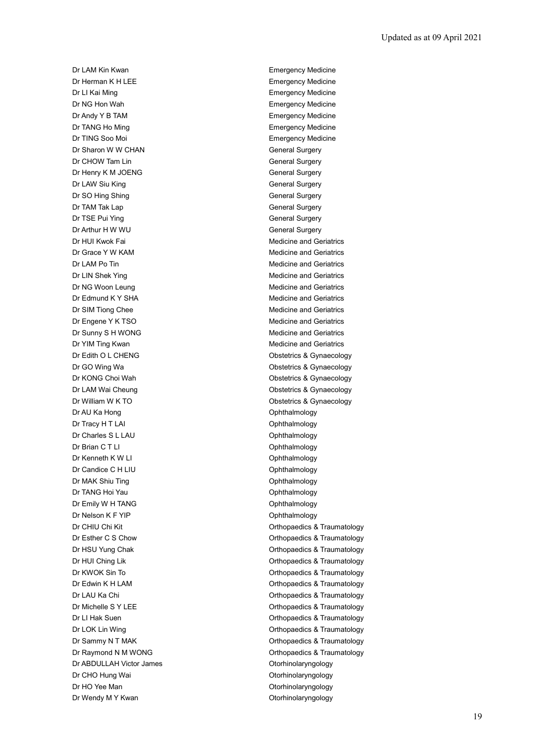Updated as at 09 April 2021

| | |
|---|---|
| Dr LAM Kin Kwan | Emergency Medicine |
| Dr Herman K H LEE | Emergency Medicine |
| Dr LI Kai Ming | Emergency Medicine |
| Dr NG Hon Wah | Emergency Medicine |
| Dr Andy Y B TAM | Emergency Medicine |
| Dr TANG Ho Ming | Emergency Medicine |
| Dr TING Soo Moi | Emergency Medicine |
| Dr Sharon W W CHAN | General Surgery |
| Dr CHOW Tam Lin | General Surgery |
| Dr Henry K M JOENG | General Surgery |
| Dr LAW Siu King | General Surgery |
| Dr SO Hing Shing | General Surgery |
| Dr TAM Tak Lap | General Surgery |
| Dr TSE Pui Ying | General Surgery |
| Dr Arthur H W WU | General Surgery |
| Dr HUI Kwok Fai | Medicine and Geriatrics |
| Dr Grace Y W KAM | Medicine and Geriatrics |
| Dr LAM Po Tin | Medicine and Geriatrics |
| Dr LIN Shek Ying | Medicine and Geriatrics |
| Dr NG Woon Leung | Medicine and Geriatrics |
| Dr Edmund K Y SHA | Medicine and Geriatrics |
| Dr SIM Tiong Chee | Medicine and Geriatrics |
| Dr Engene Y K TSO | Medicine and Geriatrics |
| Dr Sunny S H WONG | Medicine and Geriatrics |
| Dr YIM Ting Kwan | Medicine and Geriatrics |
| Dr Edith O L CHENG | Obstetrics & Gynaecology |
| Dr GO Wing Wa | Obstetrics & Gynaecology |
| Dr KONG Choi Wah | Obstetrics & Gynaecology |
| Dr LAM Wai Cheung | Obstetrics & Gynaecology |
| Dr William W K TO | Obstetrics & Gynaecology |
| Dr AU Ka Hong | Ophthalmology |
| Dr Tracy H T LAI | Ophthalmology |
| Dr Charles S L LAU | Ophthalmology |
| Dr Brian C T LI | Ophthalmology |
| Dr Kenneth K W LI | Ophthalmology |
| Dr Candice C H LIU | Ophthalmology |
| Dr MAK Shiu Ting | Ophthalmology |
| Dr TANG Hoi Yau | Ophthalmology |
| Dr Emily W H TANG | Ophthalmology |
| Dr Nelson K F YIP | Ophthalmology |
| Dr CHIU Chi Kit | Orthopaedics & Traumatology |
| Dr Esther C S Chow | Orthopaedics & Traumatology |
| Dr HSU Yung Chak | Orthopaedics & Traumatology |
| Dr HUI Ching Lik | Orthopaedics & Traumatology |
| Dr KWOK Sin To | Orthopaedics & Traumatology |
| Dr Edwin K H LAM | Orthopaedics & Traumatology |
| Dr LAU Ka Chi | Orthopaedics & Traumatology |
| Dr Michelle S Y LEE | Orthopaedics & Traumatology |
| Dr LI Hak Suen | Orthopaedics & Traumatology |
| Dr LOK Lin Wing | Orthopaedics & Traumatology |
| Dr Sammy N T MAK | Orthopaedics & Traumatology |
| Dr Raymond N M WONG | Orthopaedics & Traumatology |
| Dr ABDULLAH Victor James | Otorhinolaryngology |
| Dr CHO Hung Wai | Otorhinolaryngology |
| Dr HO Yee Man | Otorhinolaryngology |
| Dr Wendy M Y Kwan | Otorhinolaryngology |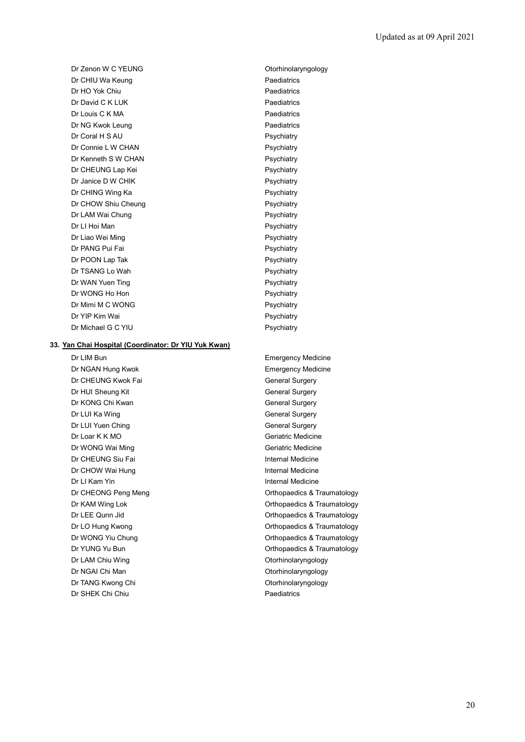| | |
|---|---|
| Dr Zenon W C YEUNG | Otorhinolaryngology |
| Dr CHIU Wa Keung | Paediatrics |
| Dr HO Yok Chiu | Paediatrics |
| Dr David C K LUK | Paediatrics |
| Dr Louis C K MA | Paediatrics |
| Dr NG Kwok Leung | Paediatrics |
| Dr Coral H S AU | Psychiatry |
| Dr Connie L W CHAN | Psychiatry |
| Dr Kenneth S W CHAN | Psychiatry |
| Dr CHEUNG Lap Kei | Psychiatry |
| Dr Janice D W CHIK | Psychiatry |
| Dr CHING Wing Ka | Psychiatry |
| Dr CHOW Shiu Cheung | Psychiatry |
| Dr LAM Wai Chung | Psychiatry |
| Dr LI Hoi Man | Psychiatry |
| Dr Liao Wei Ming | Psychiatry |
| Dr PANG Pui Fai | Psychiatry |
| Dr POON Lap Tak | Psychiatry |
| Dr TSANG Lo Wah | Psychiatry |
| Dr WAN Yuen Ting | Psychiatry |
| Dr WONG Ho Hon | Psychiatry |
| Dr Mimi M C WONG | Psychiatry |
| Dr YIP Kim Wai | Psychiatry |
| Dr Michael G C YIU | Psychiatry |

**33. Yan Chai Hospital (Coordinator: Dr YIU Yuk Kwan)**

| | |
|---|---|
| Dr LIM Bun | Emergency Medicine |
| Dr NGAN Hung Kwok | Emergency Medicine |
| Dr CHEUNG Kwok Fai | General Surgery |
| Dr HUI Sheung Kit | General Surgery |
| Dr KONG Chi Kwan | General Surgery |
| Dr LUI Ka Wing | General Surgery |
| Dr LUI Yuen Ching | General Surgery |
| Dr Loar K K MO | Geriatric Medicine |
| Dr WONG Wai Ming | Geriatric Medicine |
| Dr CHEUNG Siu Fai | Internal Medicine |
| Dr CHOW Wai Hung | Internal Medicine |
| Dr LI Kam Yin | Internal Medicine |
| Dr CHEONG Peng Meng | Orthopaedics & Traumatology |
| Dr KAM Wing Lok | Orthopaedics & Traumatology |
| Dr LEE Qunn Jid | Orthopaedics & Traumatology |
| Dr LO Hung Kwong | Orthopaedics & Traumatology |
| Dr WONG Yiu Chung | Orthopaedics & Traumatology |
| Dr YUNG Yu Bun | Orthopaedics & Traumatology |
| Dr LAM Chiu Wing | Otorhinolaryngology |
| Dr NGAI Chi Man | Otorhinolaryngology |
| Dr TANG Kwong Chi | Otorhinolaryngology |
| Dr SHEK Chi Chiu | Paediatrics |